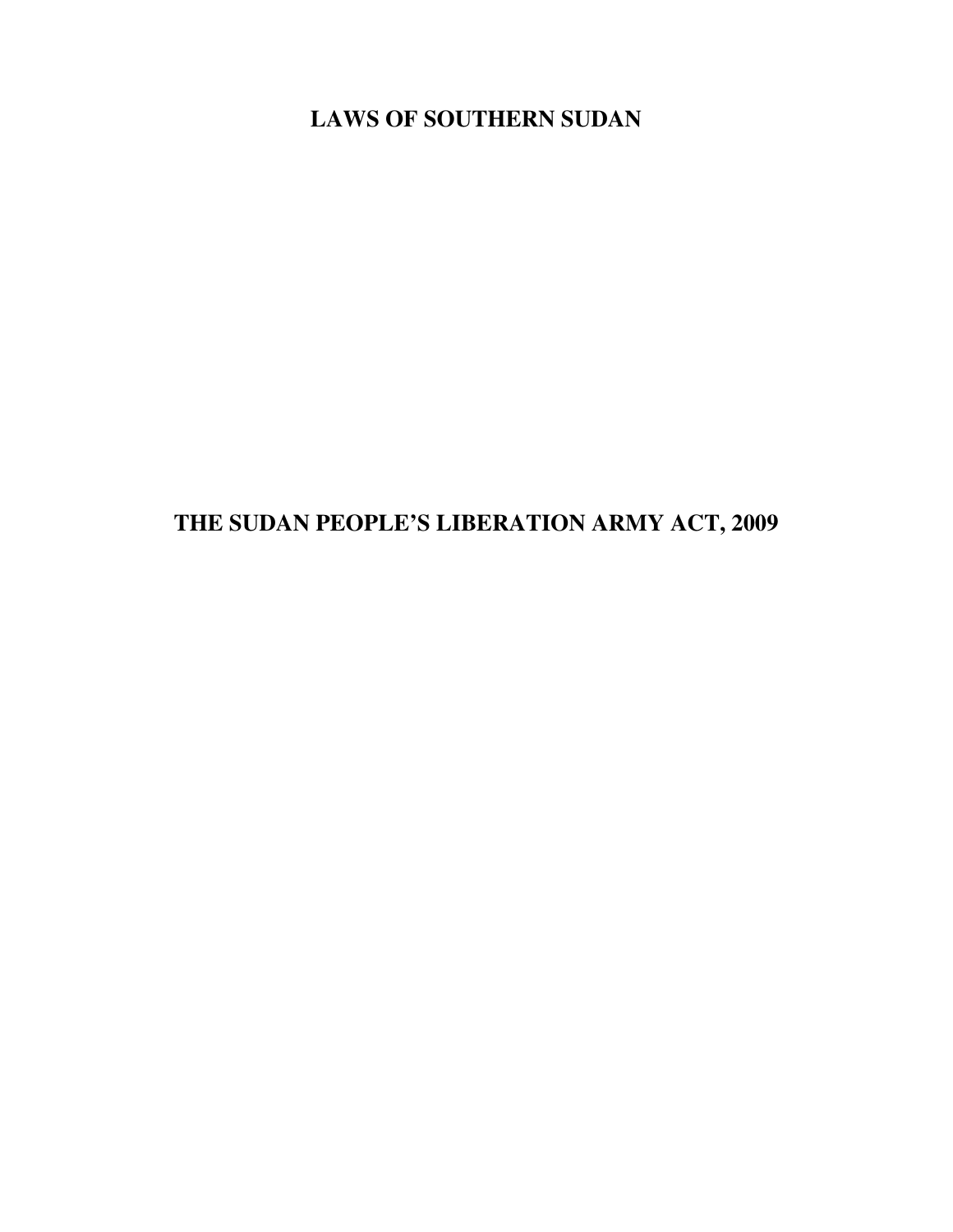# LAWS OF SOUTHERN SUDAN

# THE SUDAN PEOPLE'S LIBERATION ARMY ACT, 2009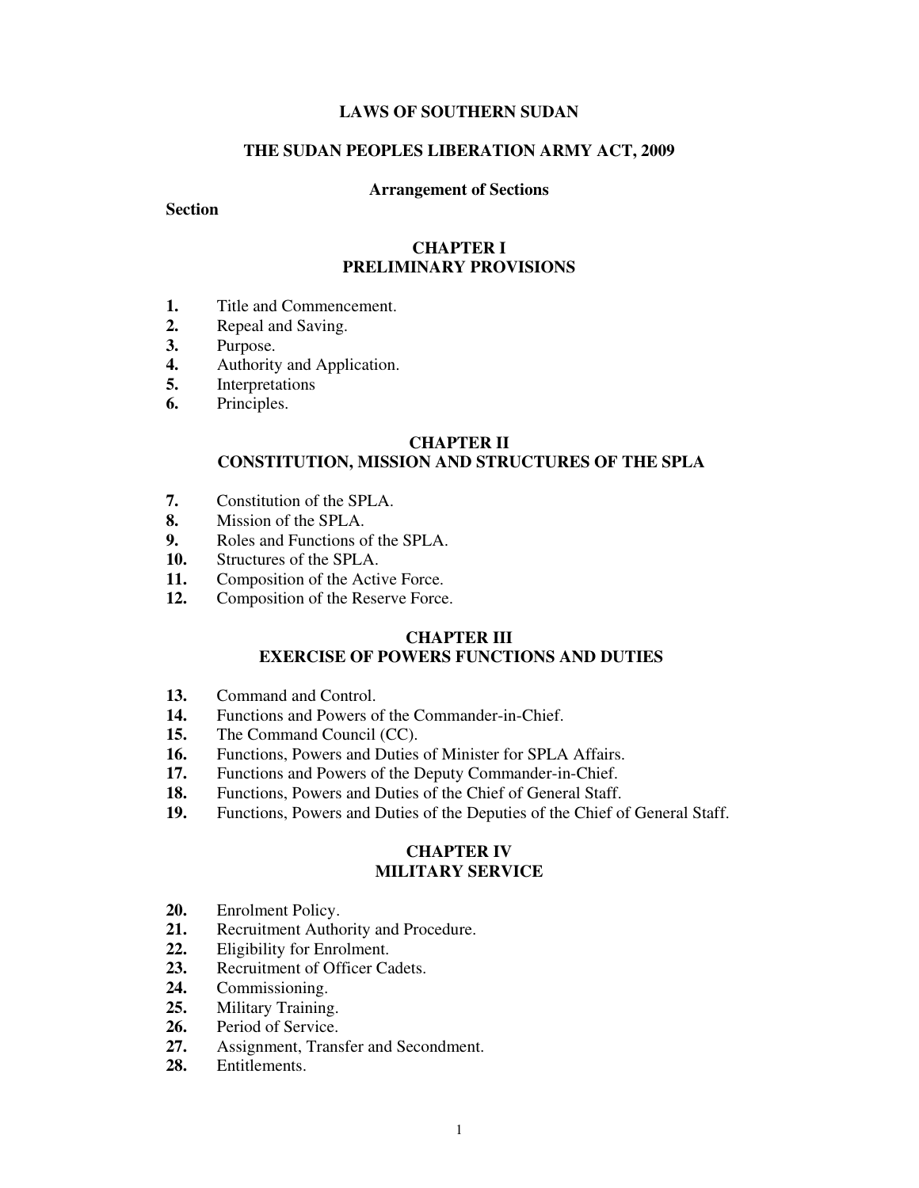# LAWS OF SOUTHERN SUDAN

## THE SUDAN PEOPLES LIBERATION ARMY ACT, 2009

### Arrangement of Sections

**Section**

### CHAPTER I
### PRELIMINARY PROVISIONS

**1.** Title and Commencement.
**2.** Repeal and Saving.
**3.** Purpose.
**4.** Authority and Application.
**5.** Interpretations
**6.** Principles.

### CHAPTER II
### CONSTITUTION, MISSION AND STRUCTURES OF THE SPLA

**7.** Constitution of the SPLA.
**8.** Mission of the SPLA.
**9.** Roles and Functions of the SPLA.
**10.** Structures of the SPLA.
**11.** Composition of the Active Force.
**12.** Composition of the Reserve Force.

### CHAPTER III
### EXERCISE OF POWERS FUNCTIONS AND DUTIES

**13.** Command and Control.
**14.** Functions and Powers of the Commander-in-Chief.
**15.** The Command Council (CC).
**16.** Functions, Powers and Duties of Minister for SPLA Affairs.
**17.** Functions and Powers of the Deputy Commander-in-Chief.
**18.** Functions, Powers and Duties of the Chief of General Staff.
**19.** Functions, Powers and Duties of the Deputies of the Chief of General Staff.

### CHAPTER IV
### MILITARY SERVICE

**20.** Enrolment Policy.
**21.** Recruitment Authority and Procedure.
**22.** Eligibility for Enrolment.
**23.** Recruitment of Officer Cadets.
**24.** Commissioning.
**25.** Military Training.
**26.** Period of Service.
**27.** Assignment, Transfer and Secondment.
**28.** Entitlements.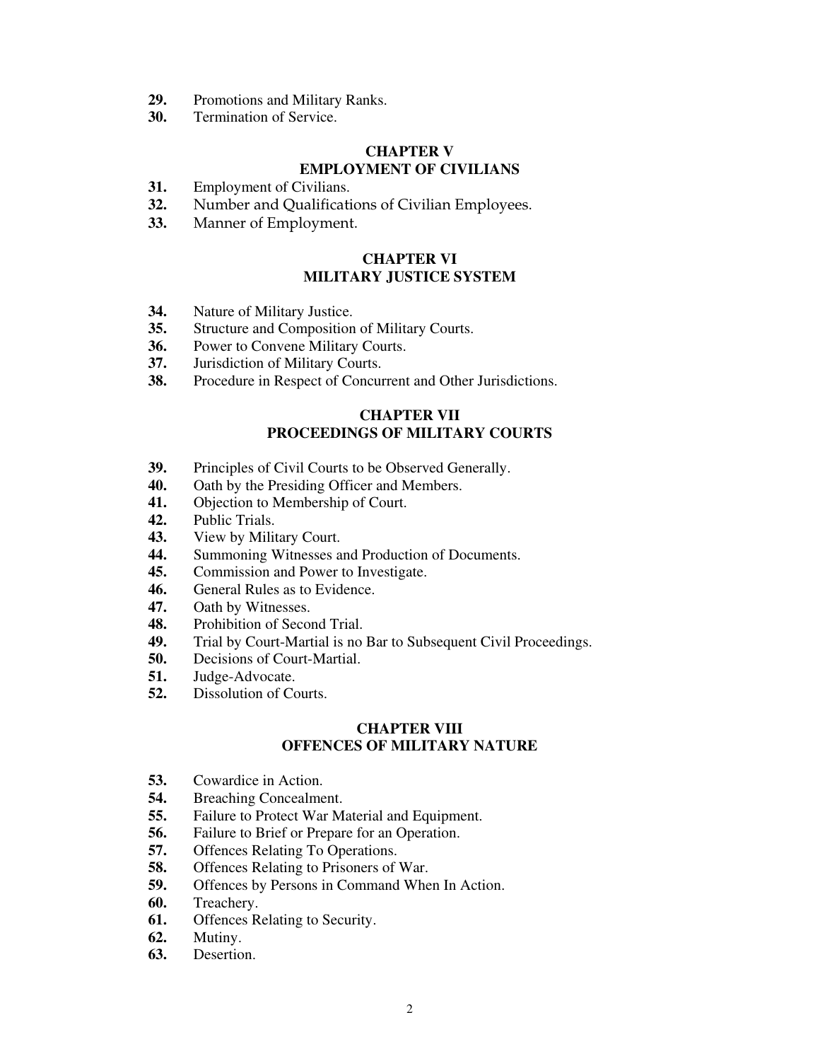**29.** Promotions and Military Ranks.
**30.** Termination of Service.

## CHAPTER V
## EMPLOYMENT OF CIVILIANS

**31.** Employment of Civilians.
**32.** Number and Qualifications of Civilian Employees.
**33.** Manner of Employment.

## CHAPTER VI
## MILITARY JUSTICE SYSTEM

**34.** Nature of Military Justice.
**35.** Structure and Composition of Military Courts.
**36.** Power to Convene Military Courts.
**37.** Jurisdiction of Military Courts.
**38.** Procedure in Respect of Concurrent and Other Jurisdictions.

## CHAPTER VII
## PROCEEDINGS OF MILITARY COURTS

**39.** Principles of Civil Courts to be Observed Generally.
**40.** Oath by the Presiding Officer and Members.
**41.** Objection to Membership of Court.
**42.** Public Trials.
**43.** View by Military Court.
**44.** Summoning Witnesses and Production of Documents.
**45.** Commission and Power to Investigate.
**46.** General Rules as to Evidence.
**47.** Oath by Witnesses.
**48.** Prohibition of Second Trial.
**49.** Trial by Court-Martial is no Bar to Subsequent Civil Proceedings.
**50.** Decisions of Court-Martial.
**51.** Judge-Advocate.
**52.** Dissolution of Courts.

## CHAPTER VIII
## OFFENCES OF MILITARY NATURE

**53.** Cowardice in Action.
**54.** Breaching Concealment.
**55.** Failure to Protect War Material and Equipment.
**56.** Failure to Brief or Prepare for an Operation.
**57.** Offences Relating To Operations.
**58.** Offences Relating to Prisoners of War.
**59.** Offences by Persons in Command When In Action.
**60.** Treachery.
**61.** Offences Relating to Security.
**62.** Mutiny.
**63.** Desertion.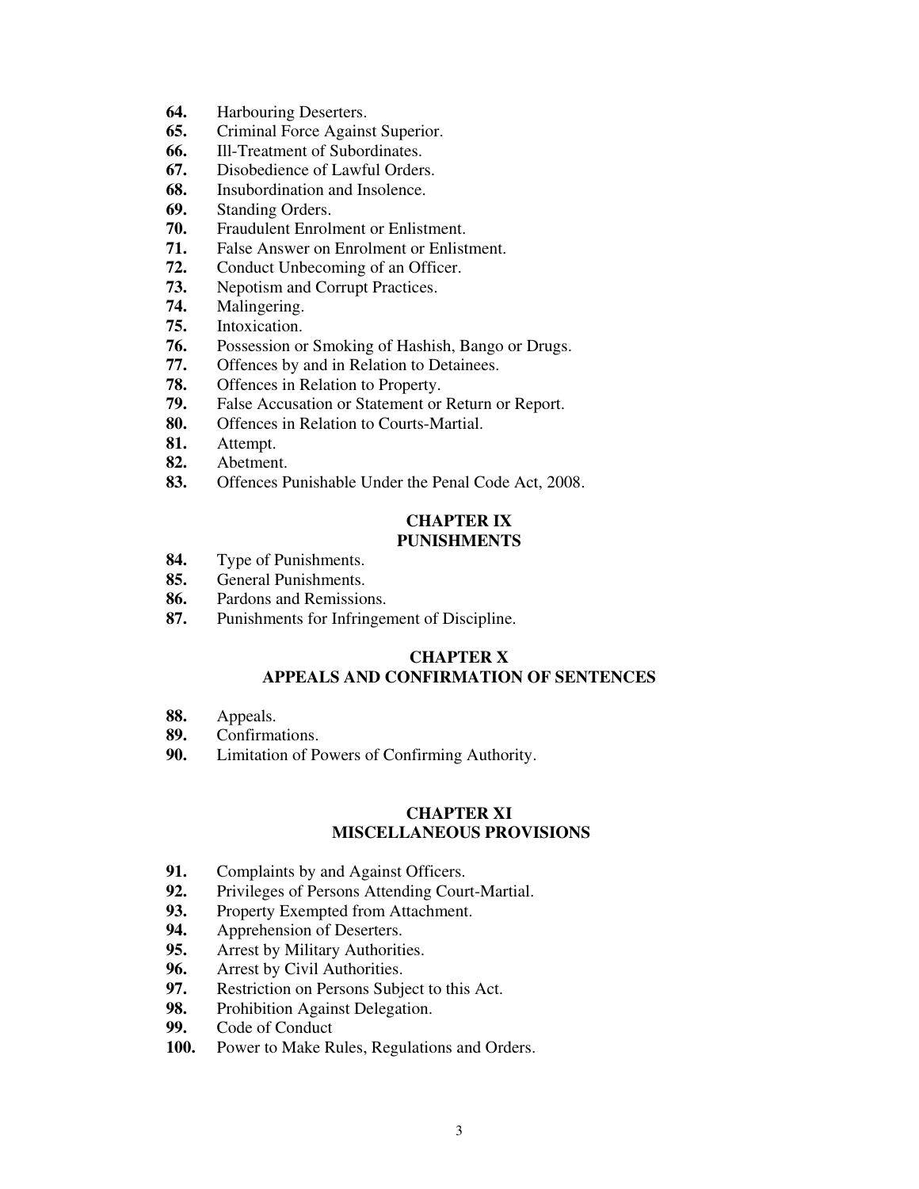**64.** Harbouring Deserters.
**65.** Criminal Force Against Superior.
**66.** Ill-Treatment of Subordinates.
**67.** Disobedience of Lawful Orders.
**68.** Insubordination and Insolence.
**69.** Standing Orders.
**70.** Fraudulent Enrolment or Enlistment.
**71.** False Answer on Enrolment or Enlistment.
**72.** Conduct Unbecoming of an Officer.
**73.** Nepotism and Corrupt Practices.
**74.** Malingering.
**75.** Intoxication.
**76.** Possession or Smoking of Hashish, Bango or Drugs.
**77.** Offences by and in Relation to Detainees.
**78.** Offences in Relation to Property.
**79.** False Accusation or Statement or Return or Report.
**80.** Offences in Relation to Courts-Martial.
**81.** Attempt.
**82.** Abetment.
**83.** Offences Punishable Under the Penal Code Act, 2008.

## CHAPTER IX
## PUNISHMENTS

**84.** Type of Punishments.
**85.** General Punishments.
**86.** Pardons and Remissions.
**87.** Punishments for Infringement of Discipline.

## CHAPTER X
## APPEALS AND CONFIRMATION OF SENTENCES

**88.** Appeals.
**89.** Confirmations.
**90.** Limitation of Powers of Confirming Authority.

## CHAPTER XI
## MISCELLANEOUS PROVISIONS

**91.** Complaints by and Against Officers.
**92.** Privileges of Persons Attending Court-Martial.
**93.** Property Exempted from Attachment.
**94.** Apprehension of Deserters.
**95.** Arrest by Military Authorities.
**96.** Arrest by Civil Authorities.
**97.** Restriction on Persons Subject to this Act.
**98.** Prohibition Against Delegation.
**99.** Code of Conduct
**100.** Power to Make Rules, Regulations and Orders.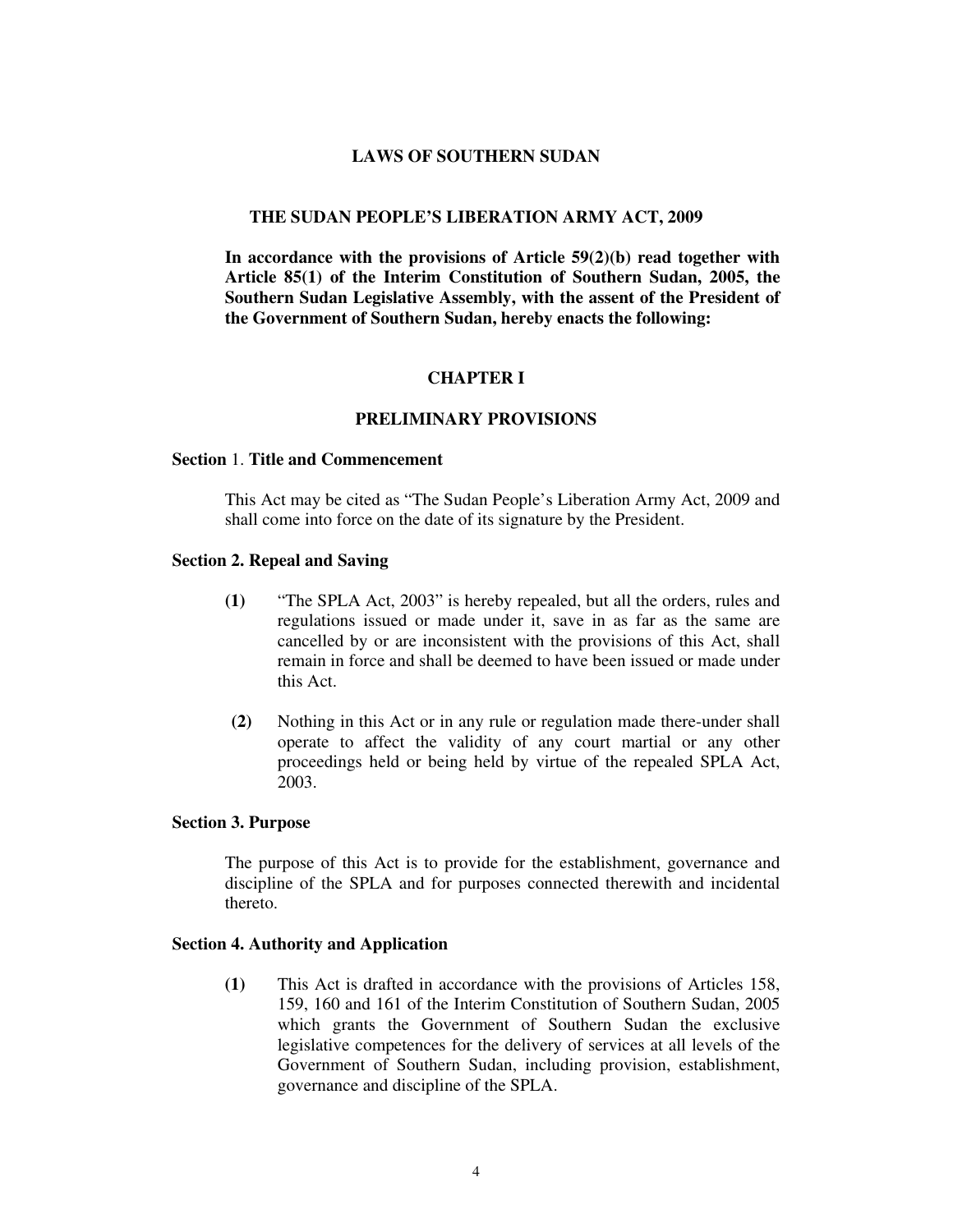# LAWS OF SOUTHERN SUDAN

## THE SUDAN PEOPLE'S LIBERATION ARMY ACT, 2009

**In accordance with the provisions of Article 59(2)(b) read together with Article 85(1) of the Interim Constitution of Southern Sudan, 2005, the Southern Sudan Legislative Assembly, with the assent of the President of the Government of Southern Sudan, hereby enacts the following:**

## CHAPTER I

## PRELIMINARY PROVISIONS

### Section 1. Title and Commencement

This Act may be cited as "The Sudan People's Liberation Army Act, 2009 and shall come into force on the date of its signature by the President.

### Section 2. Repeal and Saving

**(1)** "The SPLA Act, 2003" is hereby repealed, but all the orders, rules and regulations issued or made under it, save in as far as the same are cancelled by or are inconsistent with the provisions of this Act, shall remain in force and shall be deemed to have been issued or made under this Act.

**(2)** Nothing in this Act or in any rule or regulation made there-under shall operate to affect the validity of any court martial or any other proceedings held or being held by virtue of the repealed SPLA Act, 2003.

### Section 3. Purpose

The purpose of this Act is to provide for the establishment, governance and discipline of the SPLA and for purposes connected therewith and incidental thereto.

### Section 4. Authority and Application

**(1)** This Act is drafted in accordance with the provisions of Articles 158, 159, 160 and 161 of the Interim Constitution of Southern Sudan, 2005 which grants the Government of Southern Sudan the exclusive legislative competences for the delivery of services at all levels of the Government of Southern Sudan, including provision, establishment, governance and discipline of the SPLA.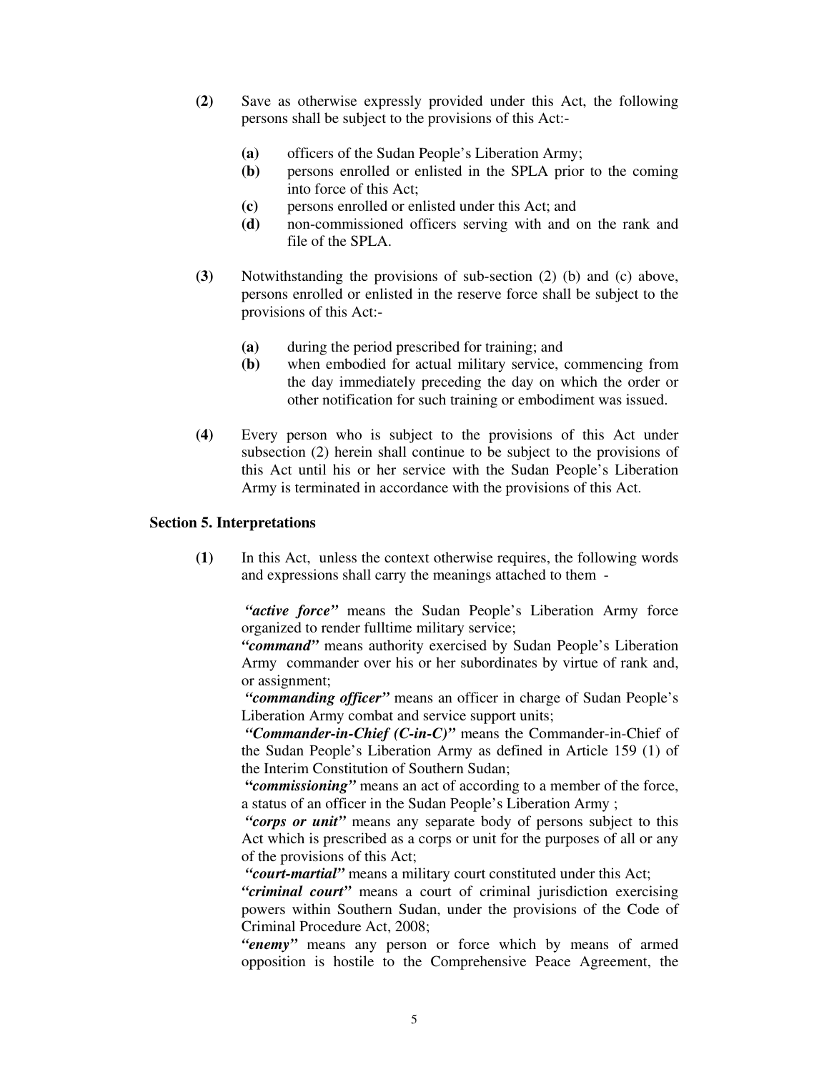**(2)** Save as otherwise expressly provided under this Act, the following persons shall be subject to the provisions of this Act:-

- **(a)** officers of the Sudan People's Liberation Army;
- **(b)** persons enrolled or enlisted in the SPLA prior to the coming into force of this Act;
- **(c)** persons enrolled or enlisted under this Act; and
- **(d)** non-commissioned officers serving with and on the rank and file of the SPLA.

**(3)** Notwithstanding the provisions of sub-section (2) (b) and (c) above, persons enrolled or enlisted in the reserve force shall be subject to the provisions of this Act:-

- **(a)** during the period prescribed for training; and
- **(b)** when embodied for actual military service, commencing from the day immediately preceding the day on which the order or other notification for such training or embodiment was issued.

**(4)** Every person who is subject to the provisions of this Act under subsection (2) herein shall continue to be subject to the provisions of this Act until his or her service with the Sudan People's Liberation Army is terminated in accordance with the provisions of this Act.

### Section 5. Interpretations

**(1)** In this Act, unless the context otherwise requires, the following words and expressions shall carry the meanings attached to them -

***"active force"*** means the Sudan People's Liberation Army force organized to render fulltime military service;
***"command"*** means authority exercised by Sudan People's Liberation Army commander over his or her subordinates by virtue of rank and, or assignment;
***"commanding officer"*** means an officer in charge of Sudan People's Liberation Army combat and service support units;
***"Commander-in-Chief (C-in-C)"*** means the Commander-in-Chief of the Sudan People's Liberation Army as defined in Article 159 (1) of the Interim Constitution of Southern Sudan;
***"commissioning"*** means an act of according to a member of the force, a status of an officer in the Sudan People's Liberation Army ;
***"corps or unit"*** means any separate body of persons subject to this Act which is prescribed as a corps or unit for the purposes of all or any of the provisions of this Act;
***"court-martial"*** means a military court constituted under this Act;
***"criminal court"*** means a court of criminal jurisdiction exercising powers within Southern Sudan, under the provisions of the Code of Criminal Procedure Act, 2008;
***"enemy"*** means any person or force which by means of armed opposition is hostile to the Comprehensive Peace Agreement, the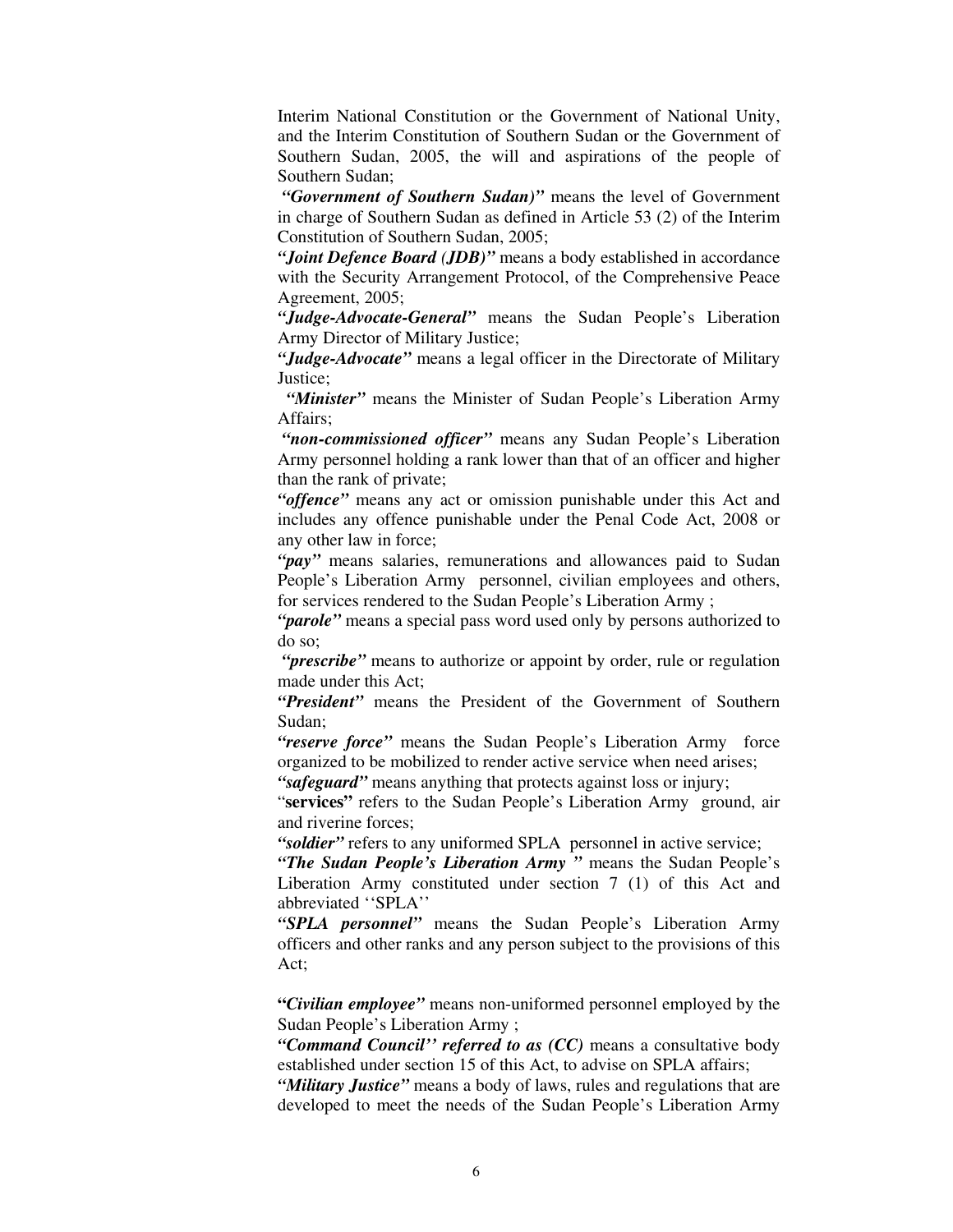Interim National Constitution or the Government of National Unity, and the Interim Constitution of Southern Sudan or the Government of Southern Sudan, 2005, the will and aspirations of the people of Southern Sudan;

***"Government of Southern Sudan)"*** means the level of Government in charge of Southern Sudan as defined in Article 53 (2) of the Interim Constitution of Southern Sudan, 2005;

***"Joint Defence Board (JDB)"*** means a body established in accordance with the Security Arrangement Protocol, of the Comprehensive Peace Agreement, 2005;

***"Judge-Advocate-General"*** means the Sudan People's Liberation Army Director of Military Justice;

***"Judge-Advocate"*** means a legal officer in the Directorate of Military Justice;

***"Minister"*** means the Minister of Sudan People's Liberation Army Affairs;

***"non-commissioned officer"*** means any Sudan People's Liberation Army personnel holding a rank lower than that of an officer and higher than the rank of private;

***"offence"*** means any act or omission punishable under this Act and includes any offence punishable under the Penal Code Act, 2008 or any other law in force;

***"pay"*** means salaries, remunerations and allowances paid to Sudan People's Liberation Army personnel, civilian employees and others, for services rendered to the Sudan People's Liberation Army ;

***"parole"*** means a special pass word used only by persons authorized to do so;

***"prescribe"*** means to authorize or appoint by order, rule or regulation made under this Act;

***"President"*** means the President of the Government of Southern Sudan;

***"reserve force"*** means the Sudan People's Liberation Army force organized to be mobilized to render active service when need arises;

***"safeguard"*** means anything that protects against loss or injury;

"**services"** refers to the Sudan People's Liberation Army ground, air and riverine forces;

***"soldier"*** refers to any uniformed SPLA personnel in active service;

***"The Sudan People's Liberation Army "*** means the Sudan People's Liberation Army constituted under section 7 (1) of this Act and abbreviated ''SPLA''

***"SPLA personnel"*** means the Sudan People's Liberation Army officers and other ranks and any person subject to the provisions of this Act;

***"Civilian employee"*** means non-uniformed personnel employed by the Sudan People's Liberation Army ;

***"Command Council'' referred to as (CC)*** means a consultative body established under section 15 of this Act, to advise on SPLA affairs;

***"Military Justice"*** means a body of laws, rules and regulations that are developed to meet the needs of the Sudan People's Liberation Army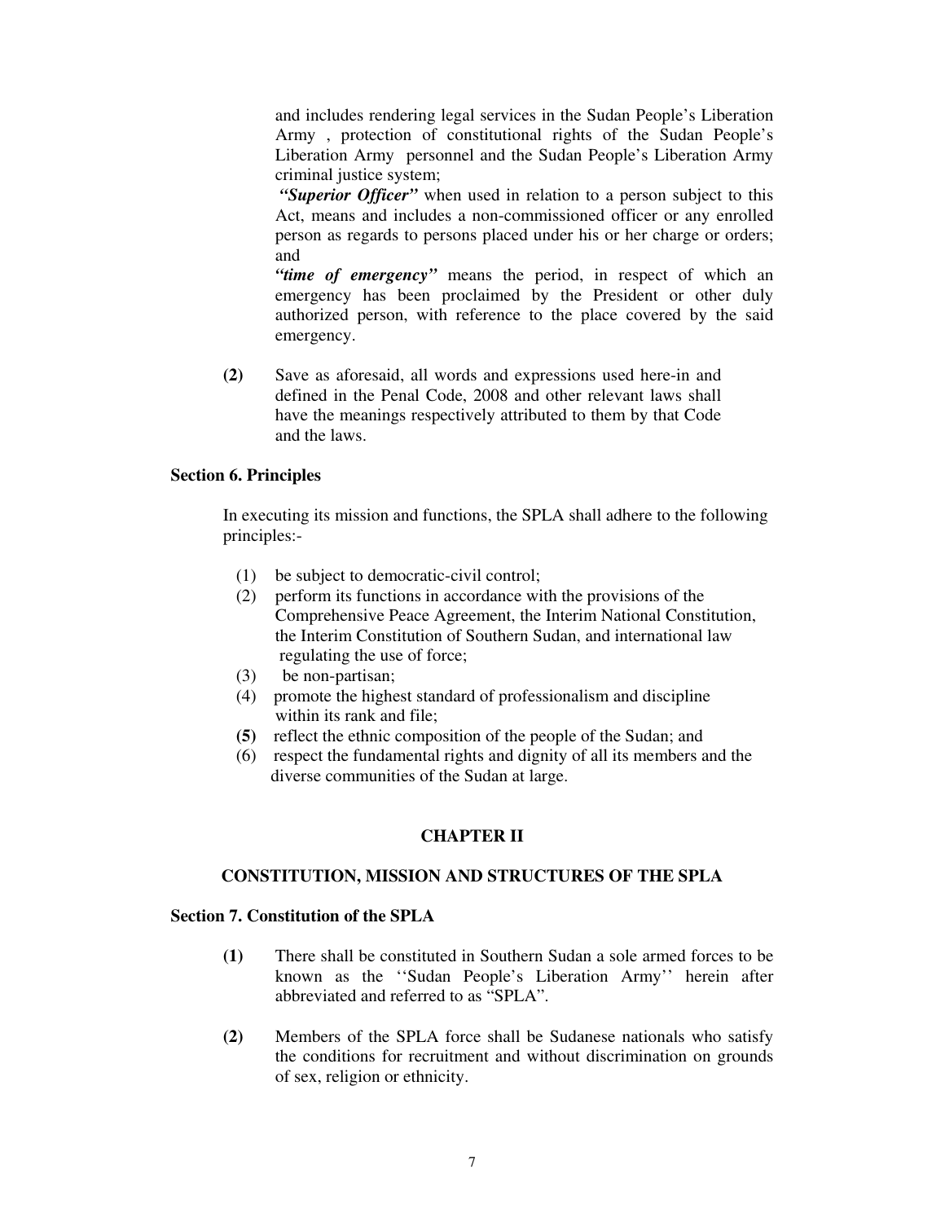and includes rendering legal services in the Sudan People's Liberation Army , protection of constitutional rights of the Sudan People's Liberation Army personnel and the Sudan People's Liberation Army criminal justice system;

***"Superior Officer"*** when used in relation to a person subject to this Act, means and includes a non-commissioned officer or any enrolled person as regards to persons placed under his or her charge or orders; and

***"time of emergency"*** means the period, in respect of which an emergency has been proclaimed by the President or other duly authorized person, with reference to the place covered by the said emergency.

**(2)** Save as aforesaid, all words and expressions used here-in and defined in the Penal Code, 2008 and other relevant laws shall have the meanings respectively attributed to them by that Code and the laws.

**Section 6. Principles**

In executing its mission and functions, the SPLA shall adhere to the following principles:-

(1) be subject to democratic-civil control;
(2) perform its functions in accordance with the provisions of the Comprehensive Peace Agreement, the Interim National Constitution, the Interim Constitution of Southern Sudan, and international law regulating the use of force;
(3) be non-partisan;
(4) promote the highest standard of professionalism and discipline within its rank and file;
**(5)** reflect the ethnic composition of the people of the Sudan; and
(6) respect the fundamental rights and dignity of all its members and the diverse communities of the Sudan at large.

## CHAPTER II

## CONSTITUTION, MISSION AND STRUCTURES OF THE SPLA

**Section 7. Constitution of the SPLA**

**(1)** There shall be constituted in Southern Sudan a sole armed forces to be known as the ''Sudan People's Liberation Army'' herein after abbreviated and referred to as "SPLA".

**(2)** Members of the SPLA force shall be Sudanese nationals who satisfy the conditions for recruitment and without discrimination on grounds of sex, religion or ethnicity.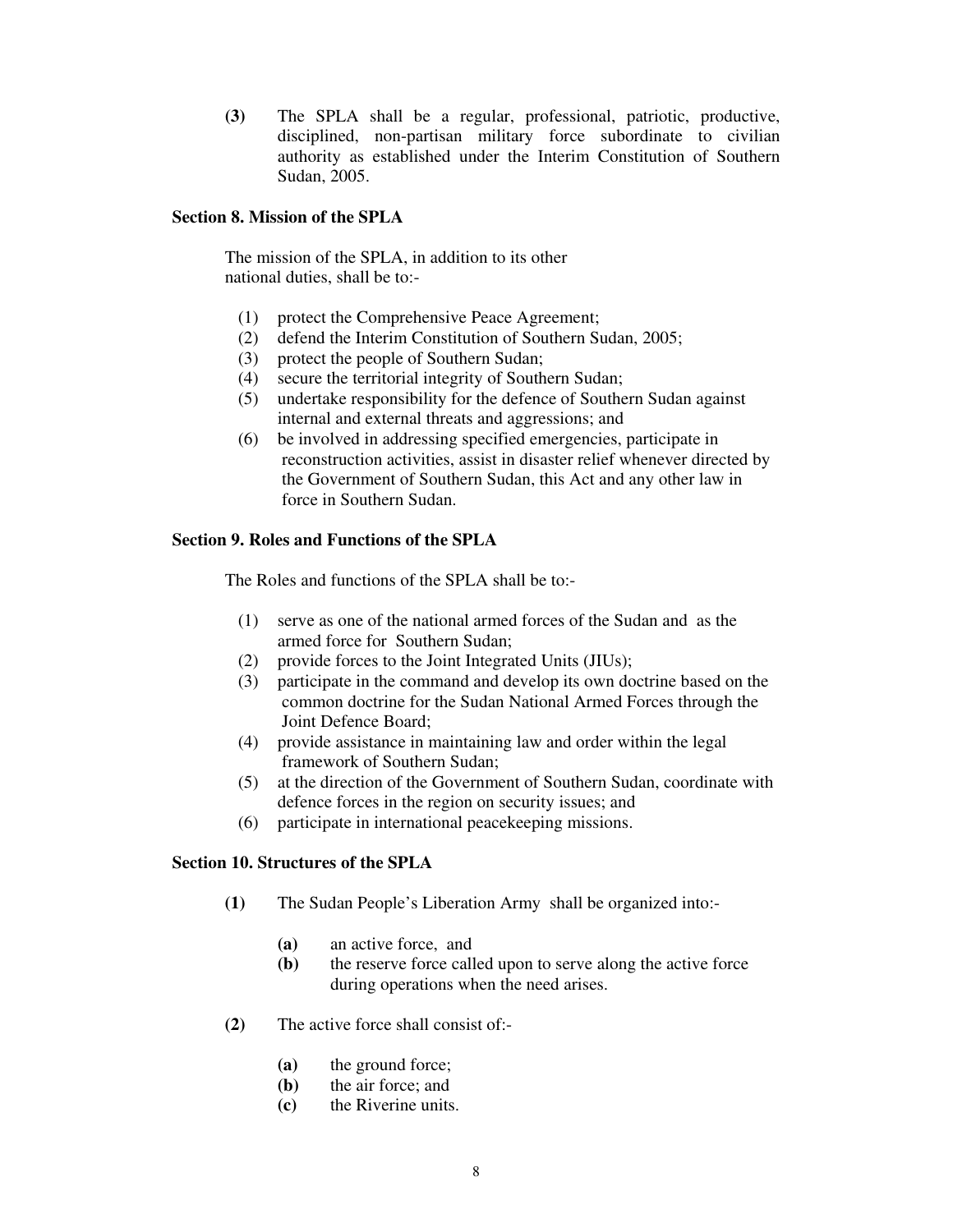**(3)** The SPLA shall be a regular, professional, patriotic, productive, disciplined, non-partisan military force subordinate to civilian authority as established under the Interim Constitution of Southern Sudan, 2005.

### Section 8. Mission of the SPLA

The mission of the SPLA, in addition to its other national duties, shall be to:-

(1) protect the Comprehensive Peace Agreement;
(2) defend the Interim Constitution of Southern Sudan, 2005;
(3) protect the people of Southern Sudan;
(4) secure the territorial integrity of Southern Sudan;
(5) undertake responsibility for the defence of Southern Sudan against internal and external threats and aggressions; and
(6) be involved in addressing specified emergencies, participate in reconstruction activities, assist in disaster relief whenever directed by the Government of Southern Sudan, this Act and any other law in force in Southern Sudan.

### Section 9. Roles and Functions of the SPLA

The Roles and functions of the SPLA shall be to:-

(1) serve as one of the national armed forces of the Sudan and as the armed force for Southern Sudan;
(2) provide forces to the Joint Integrated Units (JIUs);
(3) participate in the command and develop its own doctrine based on the common doctrine for the Sudan National Armed Forces through the Joint Defence Board;
(4) provide assistance in maintaining law and order within the legal framework of Southern Sudan;
(5) at the direction of the Government of Southern Sudan, coordinate with defence forces in the region on security issues; and
(6) participate in international peacekeeping missions.

### Section 10. Structures of the SPLA

**(1)** The Sudan People's Liberation Army shall be organized into:-

**(a)** an active force, and
**(b)** the reserve force called upon to serve along the active force during operations when the need arises.

**(2)** The active force shall consist of:-

**(a)** the ground force;
**(b)** the air force; and
**(c)** the Riverine units.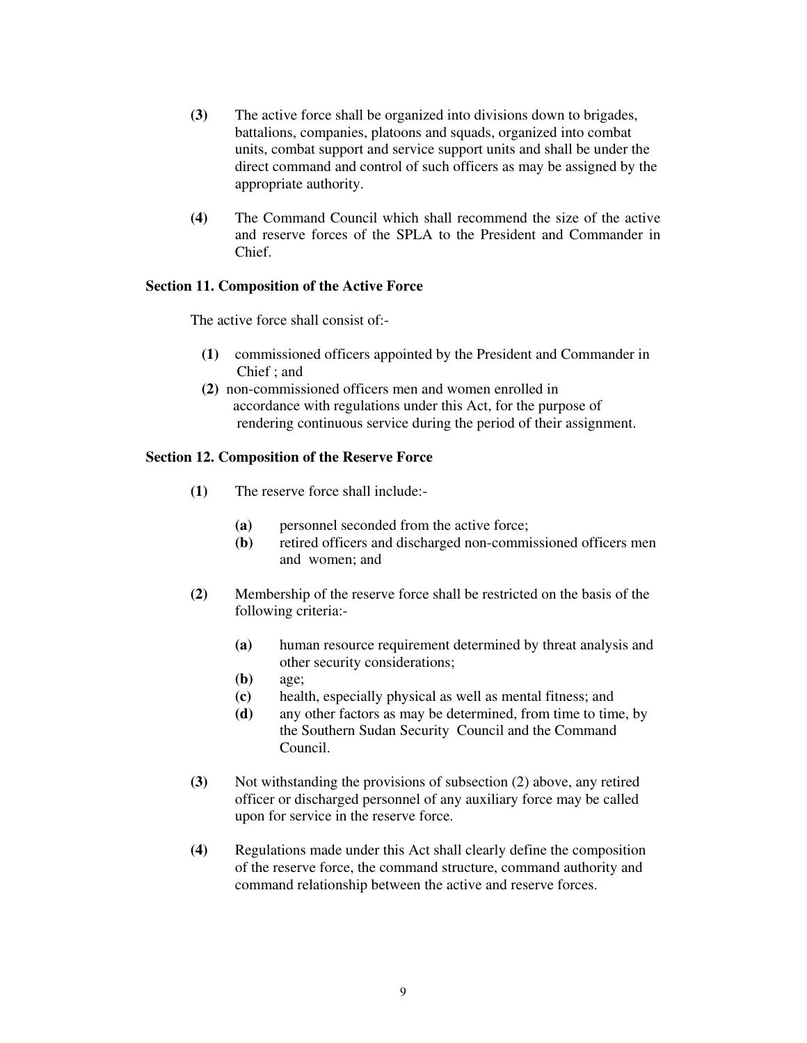**(3)** The active force shall be organized into divisions down to brigades, battalions, companies, platoons and squads, organized into combat units, combat support and service support units and shall be under the direct command and control of such officers as may be assigned by the appropriate authority.

**(4)** The Command Council which shall recommend the size of the active and reserve forces of the SPLA to the President and Commander in Chief.

**Section 11. Composition of the Active Force**

The active force shall consist of:-

**(1)** commissioned officers appointed by the President and Commander in Chief ; and

**(2)** non-commissioned officers men and women enrolled in accordance with regulations under this Act, for the purpose of rendering continuous service during the period of their assignment.

**Section 12. Composition of the Reserve Force**

**(1)** The reserve force shall include:-

- **(a)** personnel seconded from the active force;
- **(b)** retired officers and discharged non-commissioned officers men and women; and

**(2)** Membership of the reserve force shall be restricted on the basis of the following criteria:-

- **(a)** human resource requirement determined by threat analysis and other security considerations;
- **(b)** age;
- **(c)** health, especially physical as well as mental fitness; and
- **(d)** any other factors as may be determined, from time to time, by the Southern Sudan Security Council and the Command Council.

**(3)** Not withstanding the provisions of subsection (2) above, any retired officer or discharged personnel of any auxiliary force may be called upon for service in the reserve force.

**(4)** Regulations made under this Act shall clearly define the composition of the reserve force, the command structure, command authority and command relationship between the active and reserve forces.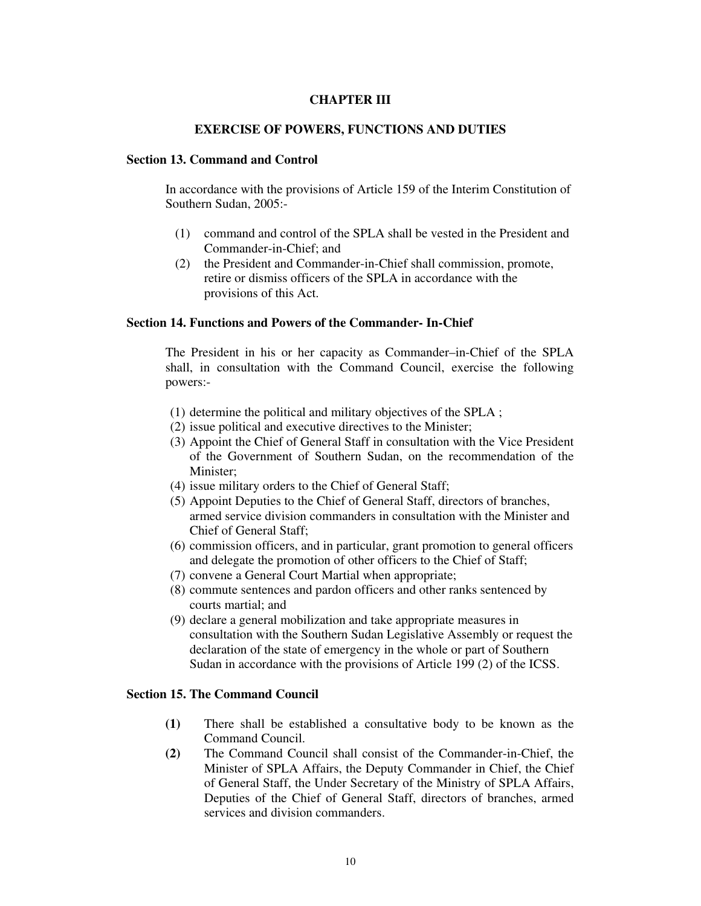## CHAPTER III

## EXERCISE OF POWERS, FUNCTIONS AND DUTIES

### Section 13. Command and Control

In accordance with the provisions of Article 159 of the Interim Constitution of Southern Sudan, 2005:-

(1) command and control of the SPLA shall be vested in the President and Commander-in-Chief; and
(2) the President and Commander-in-Chief shall commission, promote, retire or dismiss officers of the SPLA in accordance with the provisions of this Act.

### Section 14. Functions and Powers of the Commander- In-Chief

The President in his or her capacity as Commander–in-Chief of the SPLA shall, in consultation with the Command Council, exercise the following powers:-

(1) determine the political and military objectives of the SPLA ;
(2) issue political and executive directives to the Minister;
(3) Appoint the Chief of General Staff in consultation with the Vice President of the Government of Southern Sudan, on the recommendation of the Minister;
(4) issue military orders to the Chief of General Staff;
(5) Appoint Deputies to the Chief of General Staff, directors of branches, armed service division commanders in consultation with the Minister and Chief of General Staff;
(6) commission officers, and in particular, grant promotion to general officers and delegate the promotion of other officers to the Chief of Staff;
(7) convene a General Court Martial when appropriate;
(8) commute sentences and pardon officers and other ranks sentenced by courts martial; and
(9) declare a general mobilization and take appropriate measures in consultation with the Southern Sudan Legislative Assembly or request the declaration of the state of emergency in the whole or part of Southern Sudan in accordance with the provisions of Article 199 (2) of the ICSS.

### Section 15. The Command Council

**(1)** There shall be established a consultative body to be known as the Command Council.

**(2)** The Command Council shall consist of the Commander-in-Chief, the Minister of SPLA Affairs, the Deputy Commander in Chief, the Chief of General Staff, the Under Secretary of the Ministry of SPLA Affairs, Deputies of the Chief of General Staff, directors of branches, armed services and division commanders.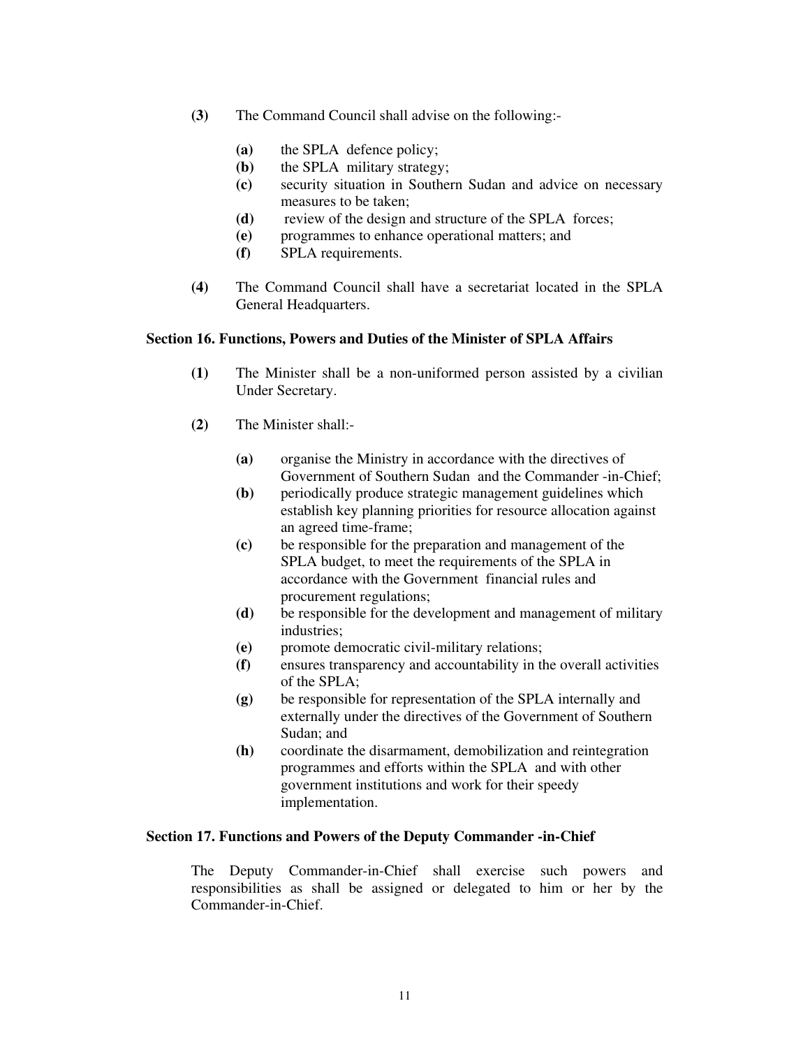**(3)** The Command Council shall advise on the following:-

- **(a)** the SPLA defence policy;
- **(b)** the SPLA military strategy;
- **(c)** security situation in Southern Sudan and advice on necessary measures to be taken;
- **(d)** review of the design and structure of the SPLA forces;
- **(e)** programmes to enhance operational matters; and
- **(f)** SPLA requirements.

**(4)** The Command Council shall have a secretariat located in the SPLA General Headquarters.

### Section 16. Functions, Powers and Duties of the Minister of SPLA Affairs

**(1)** The Minister shall be a non-uniformed person assisted by a civilian Under Secretary.

**(2)** The Minister shall:-

- **(a)** organise the Ministry in accordance with the directives of Government of Southern Sudan and the Commander -in-Chief;
- **(b)** periodically produce strategic management guidelines which establish key planning priorities for resource allocation against an agreed time-frame;
- **(c)** be responsible for the preparation and management of the SPLA budget, to meet the requirements of the SPLA in accordance with the Government financial rules and procurement regulations;
- **(d)** be responsible for the development and management of military industries;
- **(e)** promote democratic civil-military relations;
- **(f)** ensures transparency and accountability in the overall activities of the SPLA;
- **(g)** be responsible for representation of the SPLA internally and externally under the directives of the Government of Southern Sudan; and
- **(h)** coordinate the disarmament, demobilization and reintegration programmes and efforts within the SPLA and with other government institutions and work for their speedy implementation.

### Section 17. Functions and Powers of the Deputy Commander -in-Chief

The Deputy Commander-in-Chief shall exercise such powers and responsibilities as shall be assigned or delegated to him or her by the Commander-in-Chief.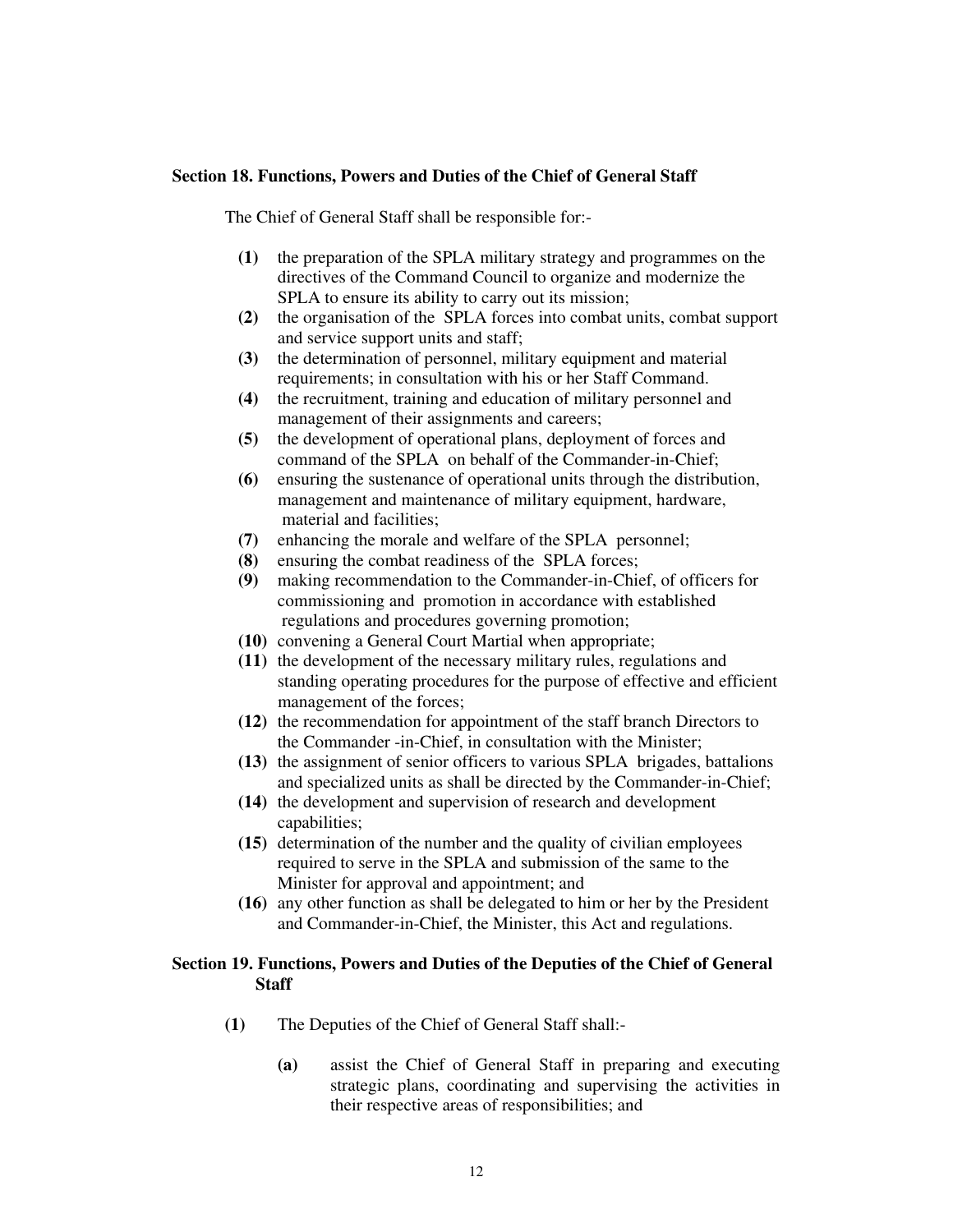### Section 18. Functions, Powers and Duties of the Chief of General Staff

The Chief of General Staff shall be responsible for:-

**(1)** the preparation of the SPLA military strategy and programmes on the directives of the Command Council to organize and modernize the SPLA to ensure its ability to carry out its mission;

**(2)** the organisation of the SPLA forces into combat units, combat support and service support units and staff;

**(3)** the determination of personnel, military equipment and material requirements; in consultation with his or her Staff Command.

**(4)** the recruitment, training and education of military personnel and management of their assignments and careers;

**(5)** the development of operational plans, deployment of forces and command of the SPLA on behalf of the Commander-in-Chief;

**(6)** ensuring the sustenance of operational units through the distribution, management and maintenance of military equipment, hardware, material and facilities;

**(7)** enhancing the morale and welfare of the SPLA personnel;

**(8)** ensuring the combat readiness of the SPLA forces;

**(9)** making recommendation to the Commander-in-Chief, of officers for commissioning and promotion in accordance with established regulations and procedures governing promotion;

**(10)** convening a General Court Martial when appropriate;

**(11)** the development of the necessary military rules, regulations and standing operating procedures for the purpose of effective and efficient management of the forces;

**(12)** the recommendation for appointment of the staff branch Directors to the Commander -in-Chief, in consultation with the Minister;

**(13)** the assignment of senior officers to various SPLA brigades, battalions and specialized units as shall be directed by the Commander-in-Chief;

**(14)** the development and supervision of research and development capabilities;

**(15)** determination of the number and the quality of civilian employees required to serve in the SPLA and submission of the same to the Minister for approval and appointment; and

**(16)** any other function as shall be delegated to him or her by the President and Commander-in-Chief, the Minister, this Act and regulations.

### Section 19. Functions, Powers and Duties of the Deputies of the Chief of General Staff

**(1)** The Deputies of the Chief of General Staff shall:-

**(a)** assist the Chief of General Staff in preparing and executing strategic plans, coordinating and supervising the activities in their respective areas of responsibilities; and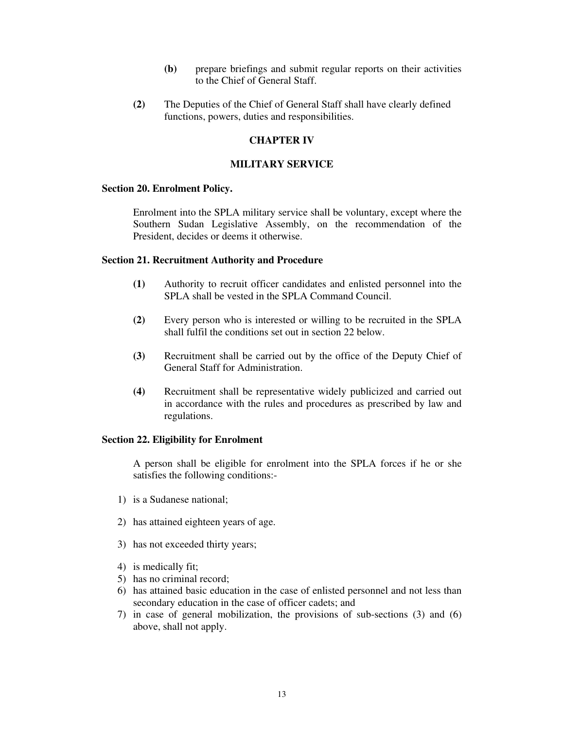(b) prepare briefings and submit regular reports on their activities to the Chief of General Staff.

(2) The Deputies of the Chief of General Staff shall have clearly defined functions, powers, duties and responsibilities.

## CHAPTER IV

## MILITARY SERVICE

### Section 20. Enrolment Policy.

Enrolment into the SPLA military service shall be voluntary, except where the Southern Sudan Legislative Assembly, on the recommendation of the President, decides or deems it otherwise.

### Section 21. Recruitment Authority and Procedure

(1) Authority to recruit officer candidates and enlisted personnel into the SPLA shall be vested in the SPLA Command Council.

(2) Every person who is interested or willing to be recruited in the SPLA shall fulfil the conditions set out in section 22 below.

(3) Recruitment shall be carried out by the office of the Deputy Chief of General Staff for Administration.

(4) Recruitment shall be representative widely publicized and carried out in accordance with the rules and procedures as prescribed by law and regulations.

### Section 22. Eligibility for Enrolment

A person shall be eligible for enrolment into the SPLA forces if he or she satisfies the following conditions:-

1) is a Sudanese national;
2) has attained eighteen years of age.
3) has not exceeded thirty years;
4) is medically fit;
5) has no criminal record;
6) has attained basic education in the case of enlisted personnel and not less than secondary education in the case of officer cadets; and
7) in case of general mobilization, the provisions of sub-sections (3) and (6) above, shall not apply.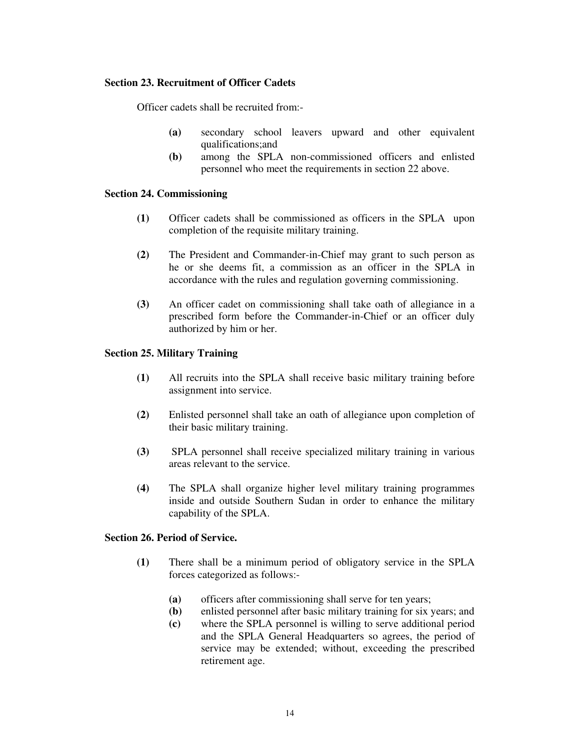**Section 23. Recruitment of Officer Cadets**

Officer cadets shall be recruited from:-

- **(a)** secondary school leavers upward and other equivalent qualifications;and
- **(b)** among the SPLA non-commissioned officers and enlisted personnel who meet the requirements in section 22 above.

**Section 24. Commissioning**

**(1)** Officer cadets shall be commissioned as officers in the SPLA upon completion of the requisite military training.

**(2)** The President and Commander-in-Chief may grant to such person as he or she deems fit, a commission as an officer in the SPLA in accordance with the rules and regulation governing commissioning.

**(3)** An officer cadet on commissioning shall take oath of allegiance in a prescribed form before the Commander-in-Chief or an officer duly authorized by him or her.

**Section 25. Military Training**

**(1)** All recruits into the SPLA shall receive basic military training before assignment into service.

**(2)** Enlisted personnel shall take an oath of allegiance upon completion of their basic military training.

**(3)** SPLA personnel shall receive specialized military training in various areas relevant to the service.

**(4)** The SPLA shall organize higher level military training programmes inside and outside Southern Sudan in order to enhance the military capability of the SPLA.

**Section 26. Period of Service.**

**(1)** There shall be a minimum period of obligatory service in the SPLA forces categorized as follows:-

- **(a)** officers after commissioning shall serve for ten years;
- **(b)** enlisted personnel after basic military training for six years; and
- **(c)** where the SPLA personnel is willing to serve additional period and the SPLA General Headquarters so agrees, the period of service may be extended; without, exceeding the prescribed retirement age.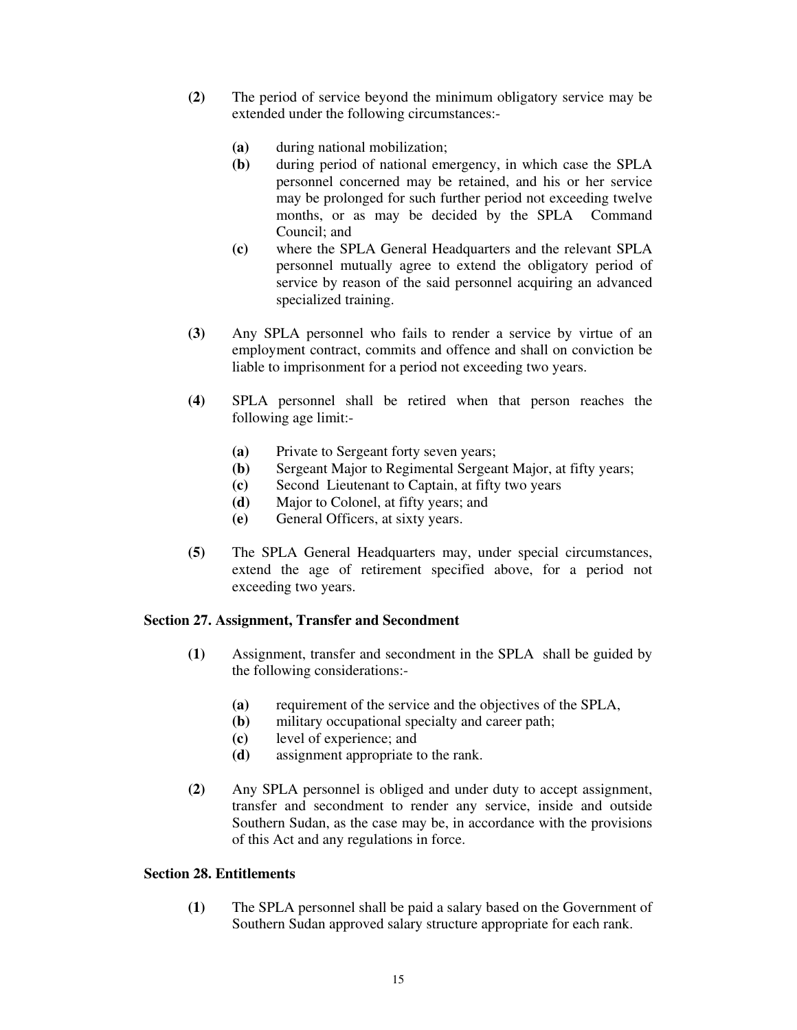**(2)** The period of service beyond the minimum obligatory service may be extended under the following circumstances:-

- **(a)** during national mobilization;
- **(b)** during period of national emergency, in which case the SPLA personnel concerned may be retained, and his or her service may be prolonged for such further period not exceeding twelve months, or as may be decided by the SPLA Command Council; and
- **(c)** where the SPLA General Headquarters and the relevant SPLA personnel mutually agree to extend the obligatory period of service by reason of the said personnel acquiring an advanced specialized training.

**(3)** Any SPLA personnel who fails to render a service by virtue of an employment contract, commits and offence and shall on conviction be liable to imprisonment for a period not exceeding two years.

**(4)** SPLA personnel shall be retired when that person reaches the following age limit:-

- **(a)** Private to Sergeant forty seven years;
- **(b)** Sergeant Major to Regimental Sergeant Major, at fifty years;
- **(c)** Second Lieutenant to Captain, at fifty two years
- **(d)** Major to Colonel, at fifty years; and
- **(e)** General Officers, at sixty years.

**(5)** The SPLA General Headquarters may, under special circumstances, extend the age of retirement specified above, for a period not exceeding two years.

### Section 27. Assignment, Transfer and Secondment

**(1)** Assignment, transfer and secondment in the SPLA shall be guided by the following considerations:-

- **(a)** requirement of the service and the objectives of the SPLA,
- **(b)** military occupational specialty and career path;
- **(c)** level of experience; and
- **(d)** assignment appropriate to the rank.

**(2)** Any SPLA personnel is obliged and under duty to accept assignment, transfer and secondment to render any service, inside and outside Southern Sudan, as the case may be, in accordance with the provisions of this Act and any regulations in force.

### Section 28. Entitlements

**(1)** The SPLA personnel shall be paid a salary based on the Government of Southern Sudan approved salary structure appropriate for each rank.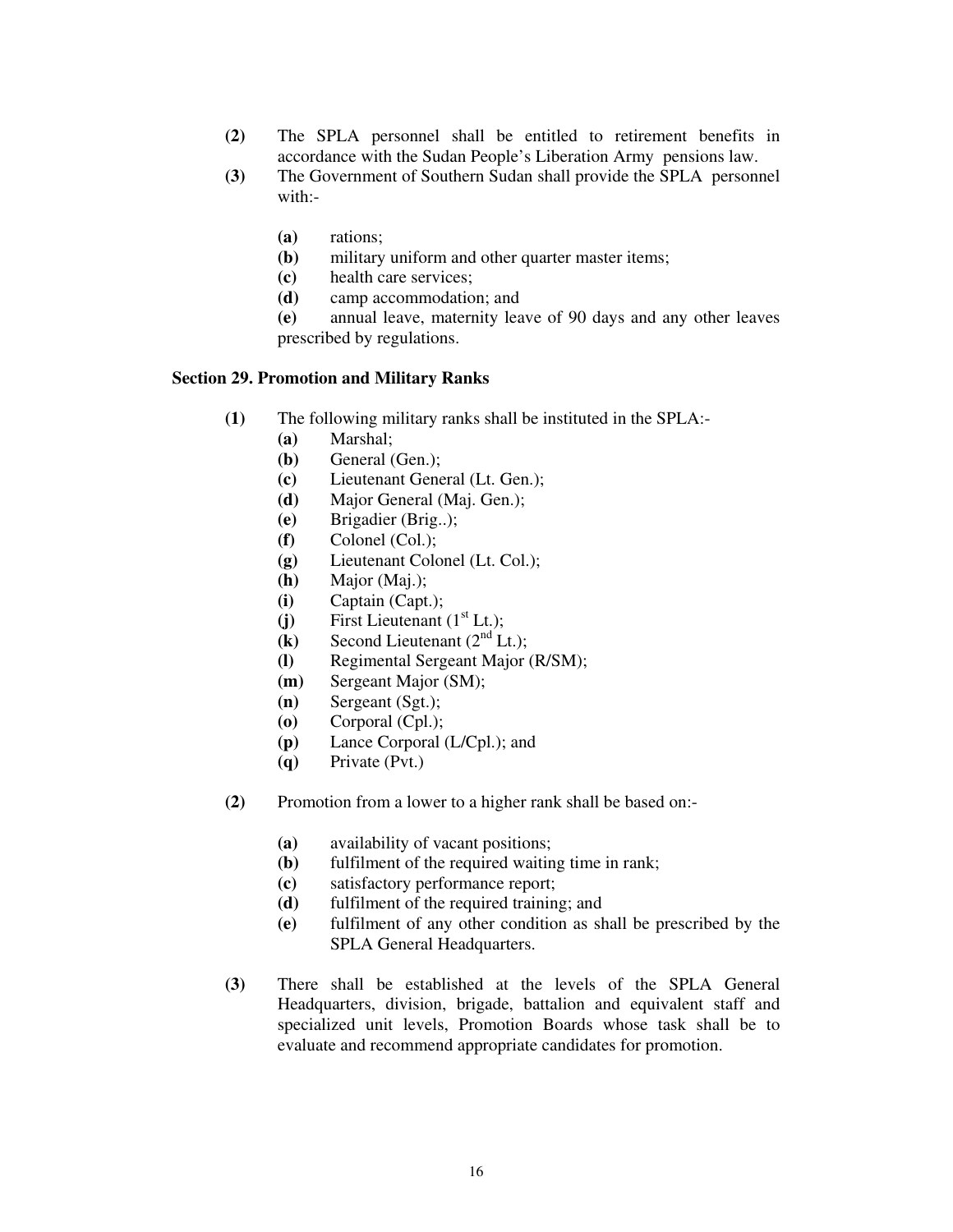**(2)** The SPLA personnel shall be entitled to retirement benefits in accordance with the Sudan People's Liberation Army pensions law.

**(3)** The Government of Southern Sudan shall provide the SPLA personnel with:-

- **(a)** rations;
- **(b)** military uniform and other quarter master items;
- **(c)** health care services;
- **(d)** camp accommodation; and
- **(e)** annual leave, maternity leave of 90 days and any other leaves prescribed by regulations.

**Section 29. Promotion and Military Ranks**

**(1)** The following military ranks shall be instituted in the SPLA:-

- **(a)** Marshal;
- **(b)** General (Gen.);
- **(c)** Lieutenant General (Lt. Gen.);
- **(d)** Major General (Maj. Gen.);
- **(e)** Brigadier (Brig..);
- **(f)** Colonel (Col.);
- **(g)** Lieutenant Colonel (Lt. Col.);
- **(h)** Major (Maj.);
- **(i)** Captain (Capt.);
- **(j)** First Lieutenant (1st Lt.);
- **(k)** Second Lieutenant (2nd Lt.);
- **(l)** Regimental Sergeant Major (R/SM);
- **(m)** Sergeant Major (SM);
- **(n)** Sergeant (Sgt.);
- **(o)** Corporal (Cpl.);
- **(p)** Lance Corporal (L/Cpl.); and
- **(q)** Private (Pvt.)

**(2)** Promotion from a lower to a higher rank shall be based on:-

- **(a)** availability of vacant positions;
- **(b)** fulfilment of the required waiting time in rank;
- **(c)** satisfactory performance report;
- **(d)** fulfilment of the required training; and
- **(e)** fulfilment of any other condition as shall be prescribed by the SPLA General Headquarters.

**(3)** There shall be established at the levels of the SPLA General Headquarters, division, brigade, battalion and equivalent staff and specialized unit levels, Promotion Boards whose task shall be to evaluate and recommend appropriate candidates for promotion.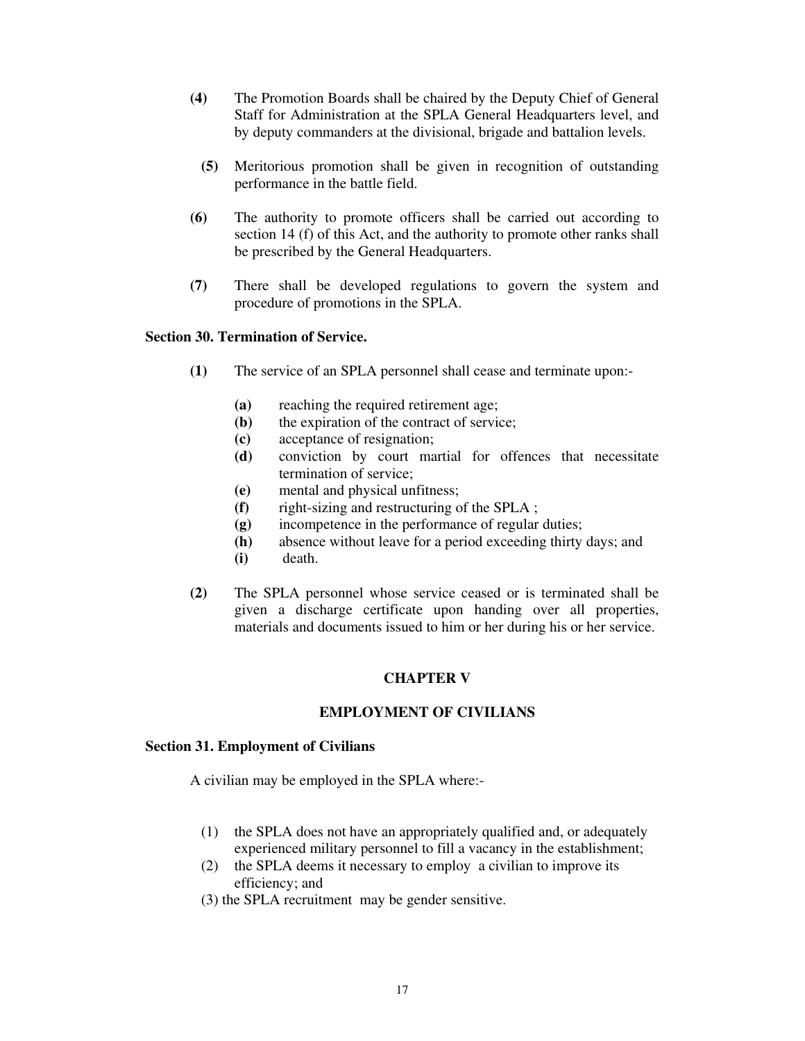**(4)** The Promotion Boards shall be chaired by the Deputy Chief of General Staff for Administration at the SPLA General Headquarters level, and by deputy commanders at the divisional, brigade and battalion levels.

**(5)** Meritorious promotion shall be given in recognition of outstanding performance in the battle field.

**(6)** The authority to promote officers shall be carried out according to section 14 (f) of this Act, and the authority to promote other ranks shall be prescribed by the General Headquarters.

**(7)** There shall be developed regulations to govern the system and procedure of promotions in the SPLA.

**Section 30. Termination of Service.**

**(1)** The service of an SPLA personnel shall cease and terminate upon:-

- **(a)** reaching the required retirement age;
- **(b)** the expiration of the contract of service;
- **(c)** acceptance of resignation;
- **(d)** conviction by court martial for offences that necessitate termination of service;
- **(e)** mental and physical unfitness;
- **(f)** right-sizing and restructuring of the SPLA ;
- **(g)** incompetence in the performance of regular duties;
- **(h)** absence without leave for a period exceeding thirty days; and
- **(i)** death.

**(2)** The SPLA personnel whose service ceased or is terminated shall be given a discharge certificate upon handing over all properties, materials and documents issued to him or her during his or her service.

**CHAPTER V**

**EMPLOYMENT OF CIVILIANS**

**Section 31. Employment of Civilians**

A civilian may be employed in the SPLA where:-

(1) the SPLA does not have an appropriately qualified and, or adequately experienced military personnel to fill a vacancy in the establishment;

(2) the SPLA deems it necessary to employ a civilian to improve its efficiency; and

(3) the SPLA recruitment may be gender sensitive.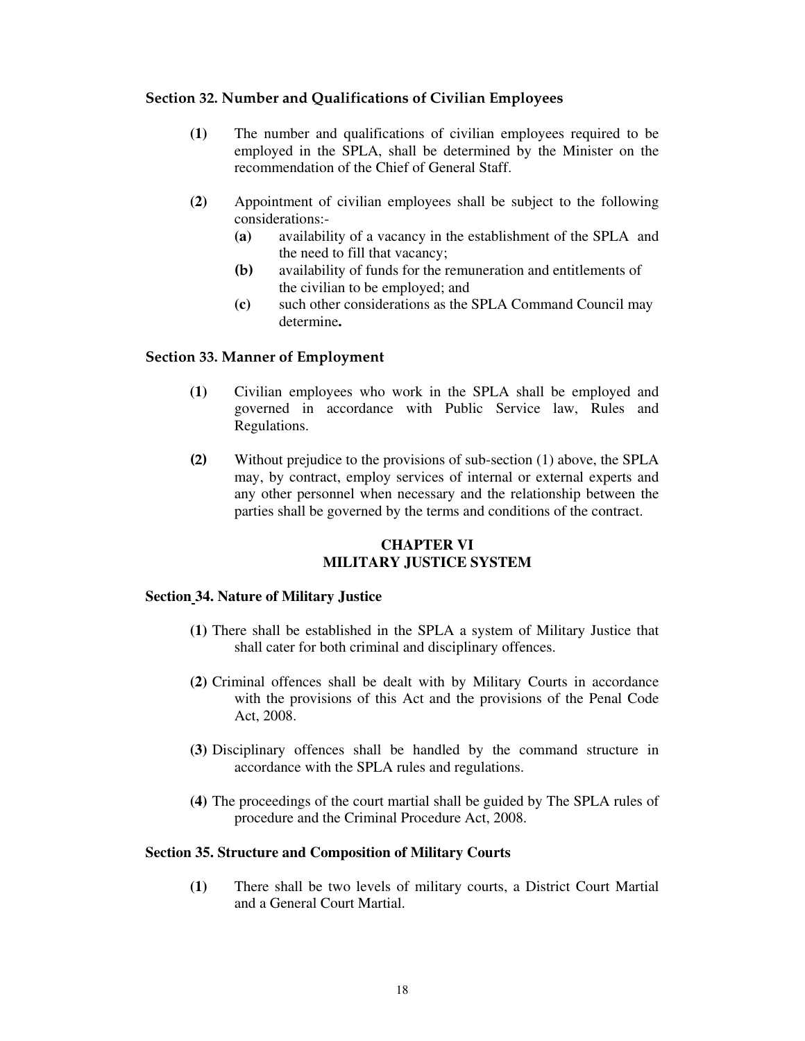### Section 32. Number and Qualifications of Civilian Employees

**(1)** The number and qualifications of civilian employees required to be employed in the SPLA, shall be determined by the Minister on the recommendation of the Chief of General Staff.

**(2)** Appointment of civilian employees shall be subject to the following considerations:-

- **(a)** availability of a vacancy in the establishment of the SPLA and the need to fill that vacancy;
- **(b)** availability of funds for the remuneration and entitlements of the civilian to be employed; and
- **(c)** such other considerations as the SPLA Command Council may determine**.**

### Section 33. Manner of Employment

**(1)** Civilian employees who work in the SPLA shall be employed and governed in accordance with Public Service law, Rules and Regulations.

**(2)** Without prejudice to the provisions of sub-section (1) above, the SPLA may, by contract, employ services of internal or external experts and any other personnel when necessary and the relationship between the parties shall be governed by the terms and conditions of the contract.

## CHAPTER VI
## MILITARY JUSTICE SYSTEM

### Section 34. Nature of Military Justice

**(1)** There shall be established in the SPLA a system of Military Justice that shall cater for both criminal and disciplinary offences.

**(2)** Criminal offences shall be dealt with by Military Courts in accordance with the provisions of this Act and the provisions of the Penal Code Act, 2008.

**(3)** Disciplinary offences shall be handled by the command structure in accordance with the SPLA rules and regulations.

**(4)** The proceedings of the court martial shall be guided by The SPLA rules of procedure and the Criminal Procedure Act, 2008.

### Section 35. Structure and Composition of Military Courts

**(1)** There shall be two levels of military courts, a District Court Martial and a General Court Martial.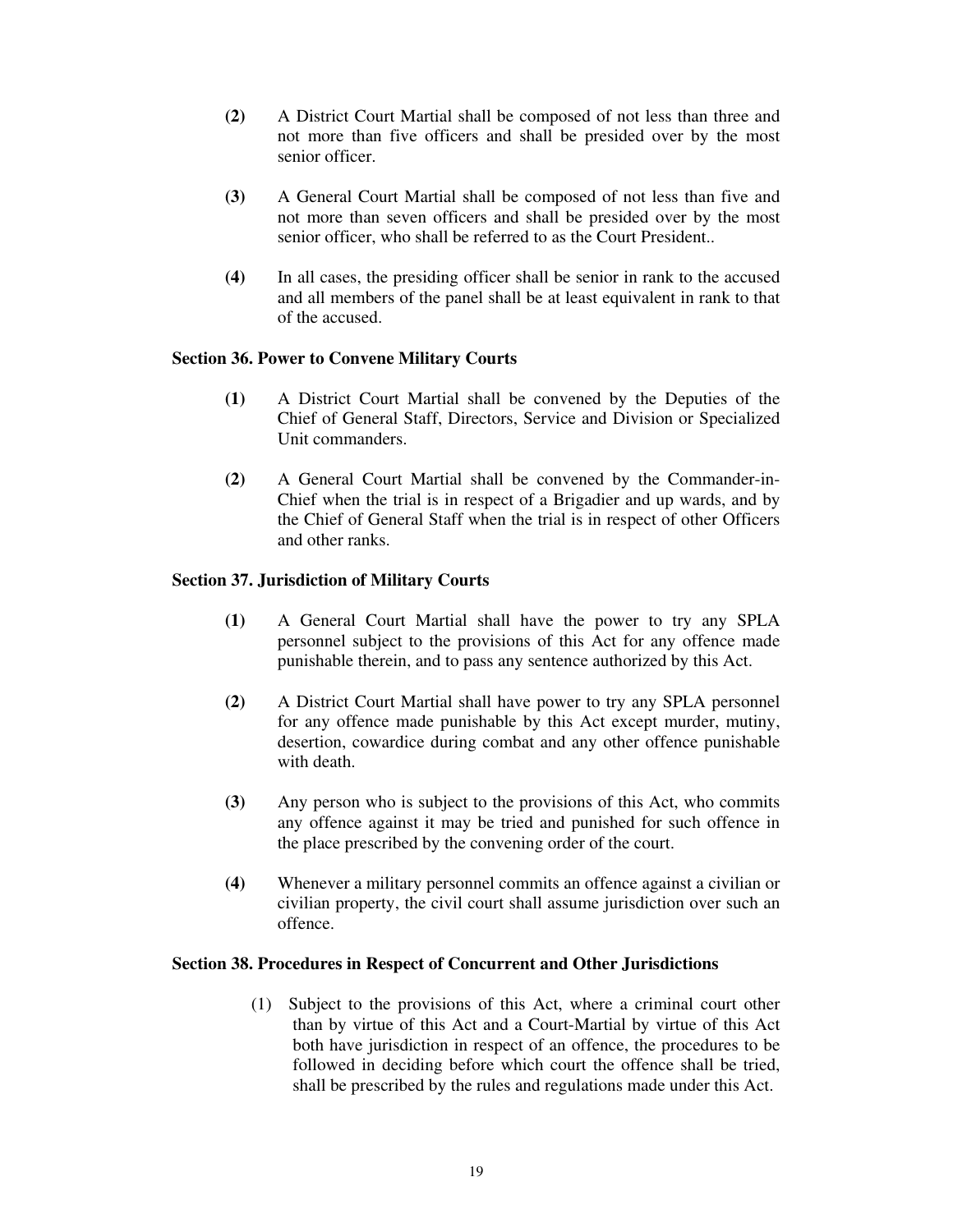**(2)** A District Court Martial shall be composed of not less than three and not more than five officers and shall be presided over by the most senior officer.

**(3)** A General Court Martial shall be composed of not less than five and not more than seven officers and shall be presided over by the most senior officer, who shall be referred to as the Court President..

**(4)** In all cases, the presiding officer shall be senior in rank to the accused and all members of the panel shall be at least equivalent in rank to that of the accused.

**Section 36. Power to Convene Military Courts**

**(1)** A District Court Martial shall be convened by the Deputies of the Chief of General Staff, Directors, Service and Division or Specialized Unit commanders.

**(2)** A General Court Martial shall be convened by the Commander-in-Chief when the trial is in respect of a Brigadier and up wards, and by the Chief of General Staff when the trial is in respect of other Officers and other ranks.

**Section 37. Jurisdiction of Military Courts**

**(1)** A General Court Martial shall have the power to try any SPLA personnel subject to the provisions of this Act for any offence made punishable therein, and to pass any sentence authorized by this Act.

**(2)** A District Court Martial shall have power to try any SPLA personnel for any offence made punishable by this Act except murder, mutiny, desertion, cowardice during combat and any other offence punishable with death.

**(3)** Any person who is subject to the provisions of this Act, who commits any offence against it may be tried and punished for such offence in the place prescribed by the convening order of the court.

**(4)** Whenever a military personnel commits an offence against a civilian or civilian property, the civil court shall assume jurisdiction over such an offence.

**Section 38. Procedures in Respect of Concurrent and Other Jurisdictions**

(1) Subject to the provisions of this Act, where a criminal court other than by virtue of this Act and a Court-Martial by virtue of this Act both have jurisdiction in respect of an offence, the procedures to be followed in deciding before which court the offence shall be tried, shall be prescribed by the rules and regulations made under this Act.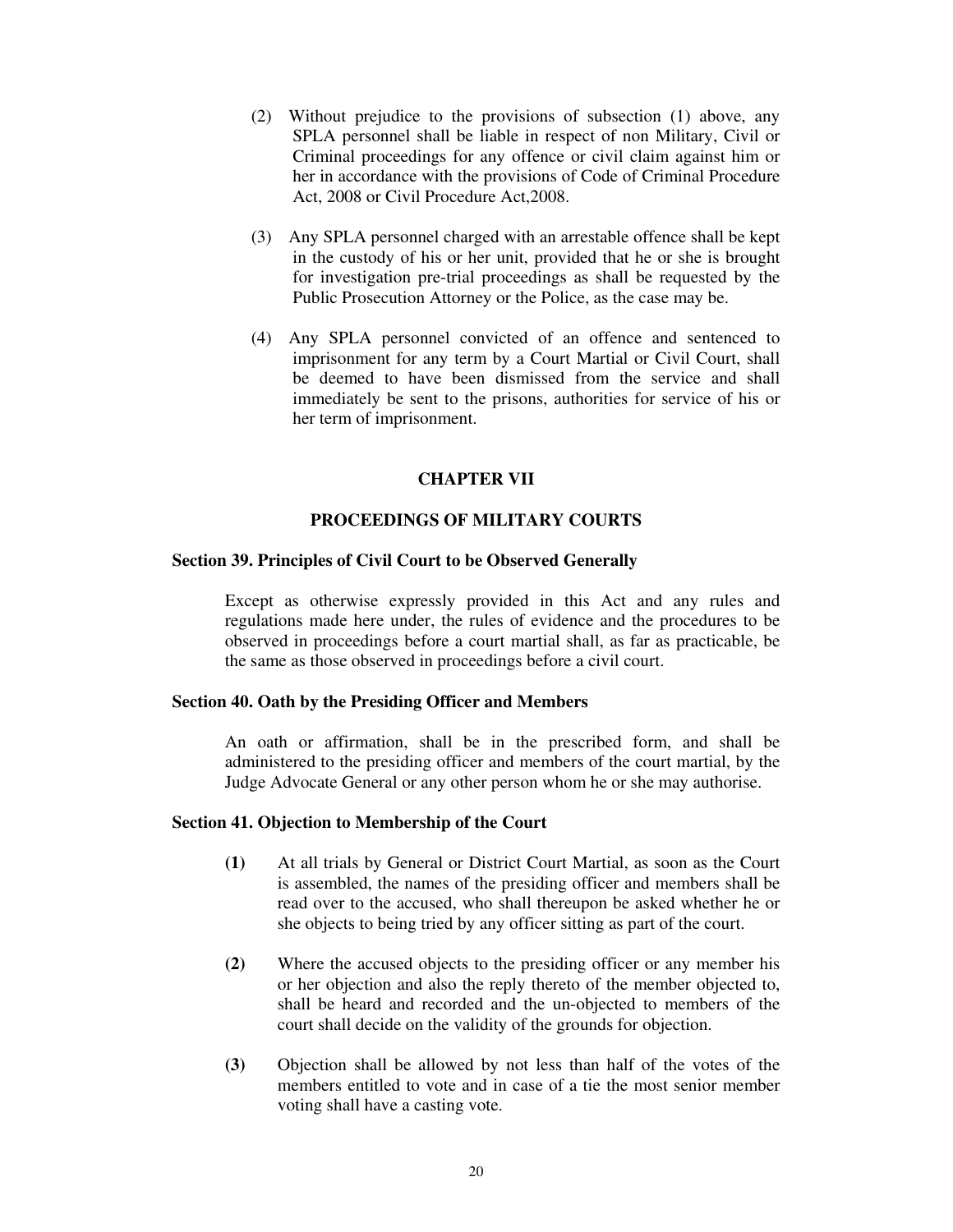(2) Without prejudice to the provisions of subsection (1) above, any SPLA personnel shall be liable in respect of non Military, Civil or Criminal proceedings for any offence or civil claim against him or her in accordance with the provisions of Code of Criminal Procedure Act, 2008 or Civil Procedure Act,2008.

(3) Any SPLA personnel charged with an arrestable offence shall be kept in the custody of his or her unit, provided that he or she is brought for investigation pre-trial proceedings as shall be requested by the Public Prosecution Attorney or the Police, as the case may be.

(4) Any SPLA personnel convicted of an offence and sentenced to imprisonment for any term by a Court Martial or Civil Court, shall be deemed to have been dismissed from the service and shall immediately be sent to the prisons, authorities for service of his or her term of imprisonment.

## CHAPTER VII

## PROCEEDINGS OF MILITARY COURTS

### Section 39. Principles of Civil Court to be Observed Generally

Except as otherwise expressly provided in this Act and any rules and regulations made here under, the rules of evidence and the procedures to be observed in proceedings before a court martial shall, as far as practicable, be the same as those observed in proceedings before a civil court.

### Section 40. Oath by the Presiding Officer and Members

An oath or affirmation, shall be in the prescribed form, and shall be administered to the presiding officer and members of the court martial, by the Judge Advocate General or any other person whom he or she may authorise.

### Section 41. Objection to Membership of the Court

**(1)** At all trials by General or District Court Martial, as soon as the Court is assembled, the names of the presiding officer and members shall be read over to the accused, who shall thereupon be asked whether he or she objects to being tried by any officer sitting as part of the court.

**(2)** Where the accused objects to the presiding officer or any member his or her objection and also the reply thereto of the member objected to, shall be heard and recorded and the un-objected to members of the court shall decide on the validity of the grounds for objection.

**(3)** Objection shall be allowed by not less than half of the votes of the members entitled to vote and in case of a tie the most senior member voting shall have a casting vote.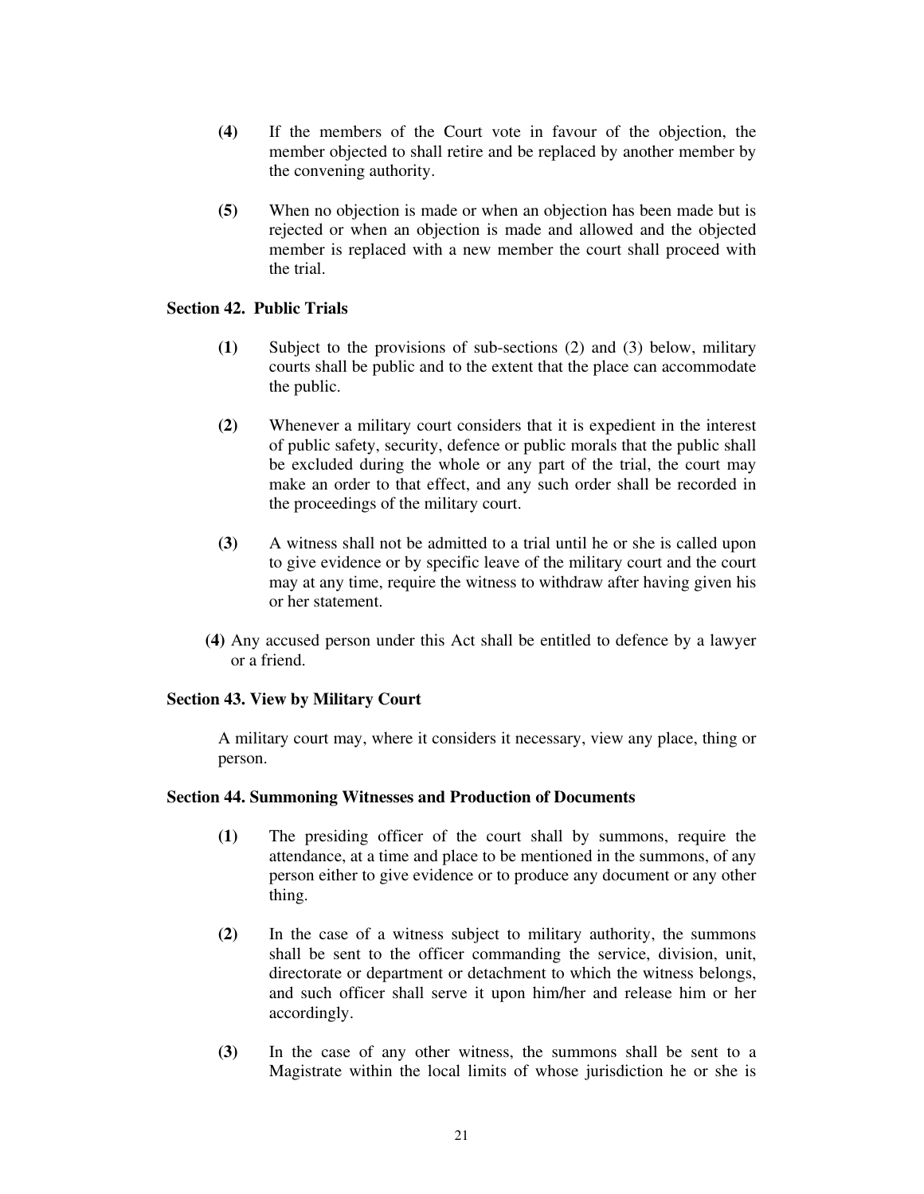**(4)** If the members of the Court vote in favour of the objection, the member objected to shall retire and be replaced by another member by the convening authority.

**(5)** When no objection is made or when an objection has been made but is rejected or when an objection is made and allowed and the objected member is replaced with a new member the court shall proceed with the trial.

### Section 42. Public Trials

**(1)** Subject to the provisions of sub-sections (2) and (3) below, military courts shall be public and to the extent that the place can accommodate the public.

**(2)** Whenever a military court considers that it is expedient in the interest of public safety, security, defence or public morals that the public shall be excluded during the whole or any part of the trial, the court may make an order to that effect, and any such order shall be recorded in the proceedings of the military court.

**(3)** A witness shall not be admitted to a trial until he or she is called upon to give evidence or by specific leave of the military court and the court may at any time, require the witness to withdraw after having given his or her statement.

**(4)** Any accused person under this Act shall be entitled to defence by a lawyer or a friend.

### Section 43. View by Military Court

A military court may, where it considers it necessary, view any place, thing or person.

### Section 44. Summoning Witnesses and Production of Documents

**(1)** The presiding officer of the court shall by summons, require the attendance, at a time and place to be mentioned in the summons, of any person either to give evidence or to produce any document or any other thing.

**(2)** In the case of a witness subject to military authority, the summons shall be sent to the officer commanding the service, division, unit, directorate or department or detachment to which the witness belongs, and such officer shall serve it upon him/her and release him or her accordingly.

**(3)** In the case of any other witness, the summons shall be sent to a Magistrate within the local limits of whose jurisdiction he or she is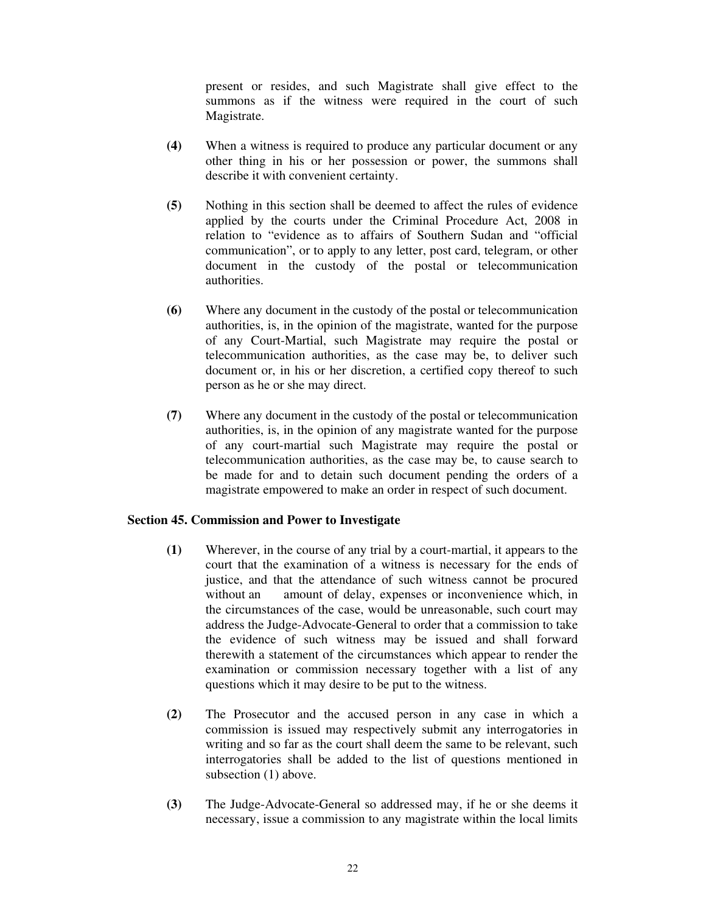present or resides, and such Magistrate shall give effect to the summons as if the witness were required in the court of such Magistrate.

**(4)** When a witness is required to produce any particular document or any other thing in his or her possession or power, the summons shall describe it with convenient certainty.

**(5)** Nothing in this section shall be deemed to affect the rules of evidence applied by the courts under the Criminal Procedure Act, 2008 in relation to "evidence as to affairs of Southern Sudan and "official communication", or to apply to any letter, post card, telegram, or other document in the custody of the postal or telecommunication authorities.

**(6)** Where any document in the custody of the postal or telecommunication authorities, is, in the opinion of the magistrate, wanted for the purpose of any Court-Martial, such Magistrate may require the postal or telecommunication authorities, as the case may be, to deliver such document or, in his or her discretion, a certified copy thereof to such person as he or she may direct.

**(7)** Where any document in the custody of the postal or telecommunication authorities, is, in the opinion of any magistrate wanted for the purpose of any court-martial such Magistrate may require the postal or telecommunication authorities, as the case may be, to cause search to be made for and to detain such document pending the orders of a magistrate empowered to make an order in respect of such document.

**Section 45. Commission and Power to Investigate**

**(1)** Wherever, in the course of any trial by a court-martial, it appears to the court that the examination of a witness is necessary for the ends of justice, and that the attendance of such witness cannot be procured without an amount of delay, expenses or inconvenience which, in the circumstances of the case, would be unreasonable, such court may address the Judge-Advocate-General to order that a commission to take the evidence of such witness may be issued and shall forward therewith a statement of the circumstances which appear to render the examination or commission necessary together with a list of any questions which it may desire to be put to the witness.

**(2)** The Prosecutor and the accused person in any case in which a commission is issued may respectively submit any interrogatories in writing and so far as the court shall deem the same to be relevant, such interrogatories shall be added to the list of questions mentioned in subsection (1) above.

**(3)** The Judge-Advocate-General so addressed may, if he or she deems it necessary, issue a commission to any magistrate within the local limits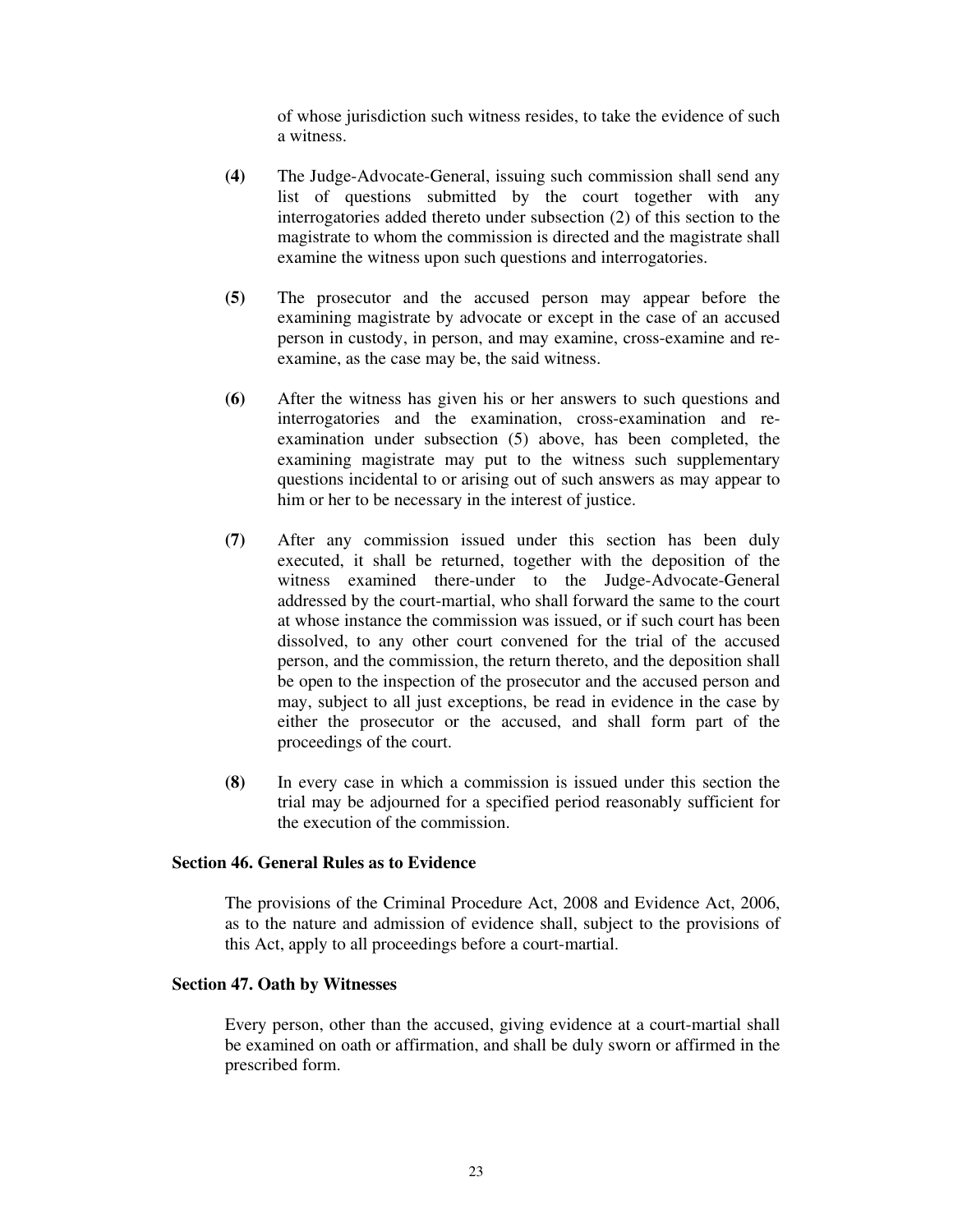of whose jurisdiction such witness resides, to take the evidence of such a witness.

**(4)** The Judge-Advocate-General, issuing such commission shall send any list of questions submitted by the court together with any interrogatories added thereto under subsection (2) of this section to the magistrate to whom the commission is directed and the magistrate shall examine the witness upon such questions and interrogatories.

**(5)** The prosecutor and the accused person may appear before the examining magistrate by advocate or except in the case of an accused person in custody, in person, and may examine, cross-examine and re-examine, as the case may be, the said witness.

**(6)** After the witness has given his or her answers to such questions and interrogatories and the examination, cross-examination and re-examination under subsection (5) above, has been completed, the examining magistrate may put to the witness such supplementary questions incidental to or arising out of such answers as may appear to him or her to be necessary in the interest of justice.

**(7)** After any commission issued under this section has been duly executed, it shall be returned, together with the deposition of the witness examined there-under to the Judge-Advocate-General addressed by the court-martial, who shall forward the same to the court at whose instance the commission was issued, or if such court has been dissolved, to any other court convened for the trial of the accused person, and the commission, the return thereto, and the deposition shall be open to the inspection of the prosecutor and the accused person and may, subject to all just exceptions, be read in evidence in the case by either the prosecutor or the accused, and shall form part of the proceedings of the court.

**(8)** In every case in which a commission is issued under this section the trial may be adjourned for a specified period reasonably sufficient for the execution of the commission.

**Section 46. General Rules as to Evidence**

The provisions of the Criminal Procedure Act, 2008 and Evidence Act, 2006, as to the nature and admission of evidence shall, subject to the provisions of this Act, apply to all proceedings before a court-martial.

**Section 47. Oath by Witnesses**

Every person, other than the accused, giving evidence at a court-martial shall be examined on oath or affirmation, and shall be duly sworn or affirmed in the prescribed form.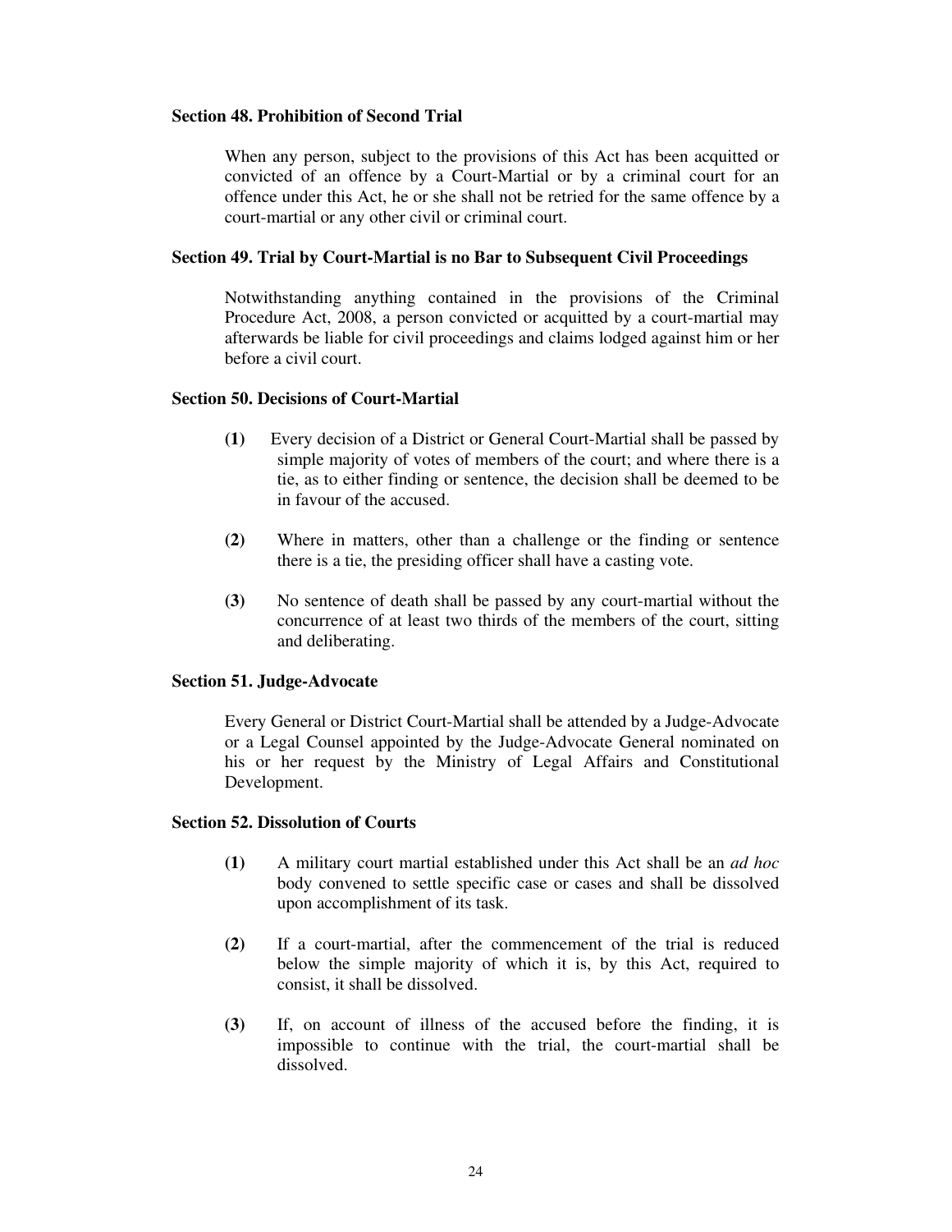**Section 48. Prohibition of Second Trial**

When any person, subject to the provisions of this Act has been acquitted or convicted of an offence by a Court-Martial or by a criminal court for an offence under this Act, he or she shall not be retried for the same offence by a court-martial or any other civil or criminal court.

**Section 49. Trial by Court-Martial is no Bar to Subsequent Civil Proceedings**

Notwithstanding anything contained in the provisions of the Criminal Procedure Act, 2008, a person convicted or acquitted by a court-martial may afterwards be liable for civil proceedings and claims lodged against him or her before a civil court.

**Section 50. Decisions of Court-Martial**

**(1)** Every decision of a District or General Court-Martial shall be passed by simple majority of votes of members of the court; and where there is a tie, as to either finding or sentence, the decision shall be deemed to be in favour of the accused.

**(2)** Where in matters, other than a challenge or the finding or sentence there is a tie, the presiding officer shall have a casting vote.

**(3)** No sentence of death shall be passed by any court-martial without the concurrence of at least two thirds of the members of the court, sitting and deliberating.

**Section 51. Judge-Advocate**

Every General or District Court-Martial shall be attended by a Judge-Advocate or a Legal Counsel appointed by the Judge-Advocate General nominated on his or her request by the Ministry of Legal Affairs and Constitutional Development.

**Section 52. Dissolution of Courts**

**(1)** A military court martial established under this Act shall be an *ad hoc* body convened to settle specific case or cases and shall be dissolved upon accomplishment of its task.

**(2)** If a court-martial, after the commencement of the trial is reduced below the simple majority of which it is, by this Act, required to consist, it shall be dissolved.

**(3)** If, on account of illness of the accused before the finding, it is impossible to continue with the trial, the court-martial shall be dissolved.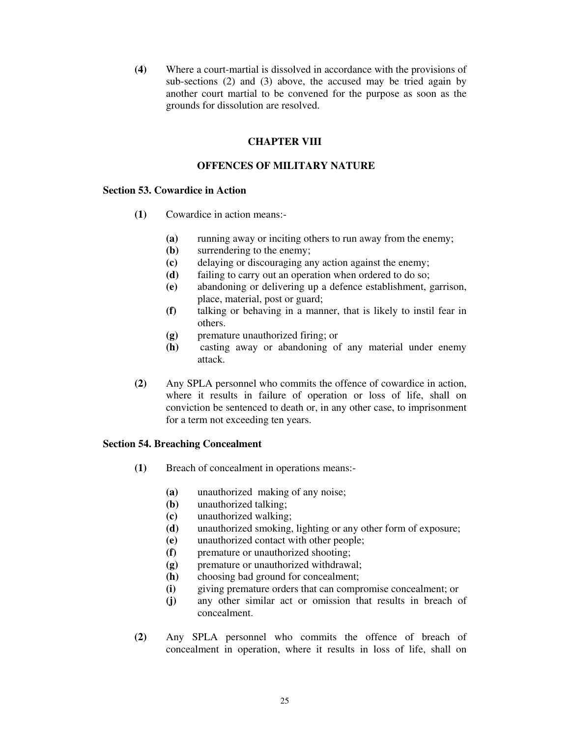**(4)** Where a court-martial is dissolved in accordance with the provisions of sub-sections (2) and (3) above, the accused may be tried again by another court martial to be convened for the purpose as soon as the grounds for dissolution are resolved.

## CHAPTER VIII

## OFFENCES OF MILITARY NATURE

### Section 53. Cowardice in Action

**(1)** Cowardice in action means:-

- **(a)** running away or inciting others to run away from the enemy;
- **(b)** surrendering to the enemy;
- **(c)** delaying or discouraging any action against the enemy;
- **(d)** failing to carry out an operation when ordered to do so;
- **(e)** abandoning or delivering up a defence establishment, garrison, place, material, post or guard;
- **(f)** talking or behaving in a manner, that is likely to instil fear in others.
- **(g)** premature unauthorized firing; or
- **(h)** casting away or abandoning of any material under enemy attack.

**(2)** Any SPLA personnel who commits the offence of cowardice in action, where it results in failure of operation or loss of life, shall on conviction be sentenced to death or, in any other case, to imprisonment for a term not exceeding ten years.

### Section 54. Breaching Concealment

**(1)** Breach of concealment in operations means:-

- **(a)** unauthorized making of any noise;
- **(b)** unauthorized talking;
- **(c)** unauthorized walking;
- **(d)** unauthorized smoking, lighting or any other form of exposure;
- **(e)** unauthorized contact with other people;
- **(f)** premature or unauthorized shooting;
- **(g)** premature or unauthorized withdrawal;
- **(h)** choosing bad ground for concealment;
- **(i)** giving premature orders that can compromise concealment; or
- **(j)** any other similar act or omission that results in breach of concealment.

**(2)** Any SPLA personnel who commits the offence of breach of concealment in operation, where it results in loss of life, shall on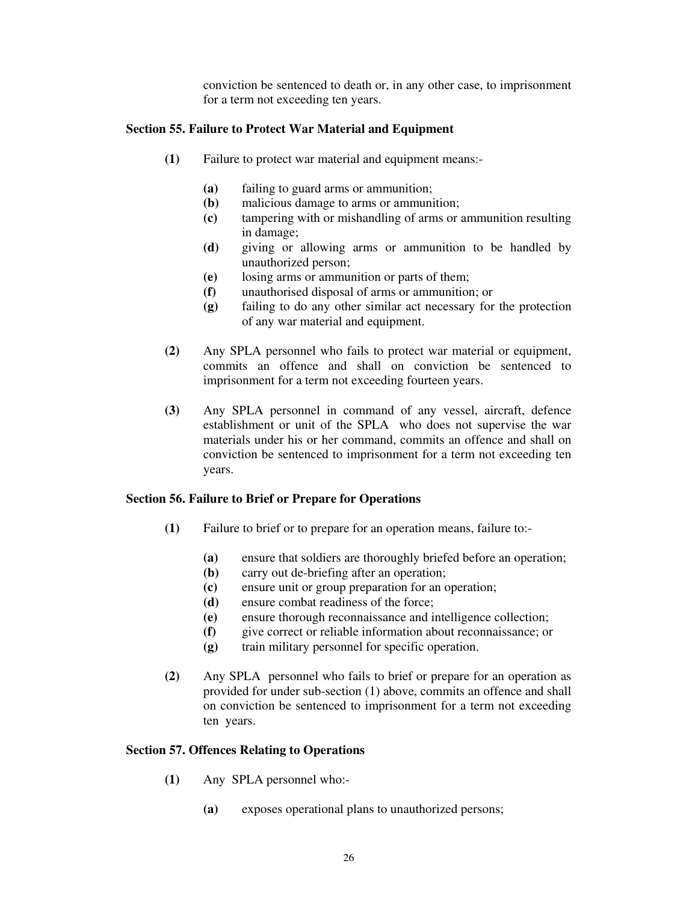conviction be sentenced to death or, in any other case, to imprisonment for a term not exceeding ten years.

### Section 55. Failure to Protect War Material and Equipment

**(1)** Failure to protect war material and equipment means:-

- **(a)** failing to guard arms or ammunition;
- **(b)** malicious damage to arms or ammunition;
- **(c)** tampering with or mishandling of arms or ammunition resulting in damage;
- **(d)** giving or allowing arms or ammunition to be handled by unauthorized person;
- **(e)** losing arms or ammunition or parts of them;
- **(f)** unauthorised disposal of arms or ammunition; or
- **(g)** failing to do any other similar act necessary for the protection of any war material and equipment.

**(2)** Any SPLA personnel who fails to protect war material or equipment, commits an offence and shall on conviction be sentenced to imprisonment for a term not exceeding fourteen years.

**(3)** Any SPLA personnel in command of any vessel, aircraft, defence establishment or unit of the SPLA who does not supervise the war materials under his or her command, commits an offence and shall on conviction be sentenced to imprisonment for a term not exceeding ten years.

### Section 56. Failure to Brief or Prepare for Operations

**(1)** Failure to brief or to prepare for an operation means, failure to:-

- **(a)** ensure that soldiers are thoroughly briefed before an operation;
- **(b)** carry out de-briefing after an operation;
- **(c)** ensure unit or group preparation for an operation;
- **(d)** ensure combat readiness of the force;
- **(e)** ensure thorough reconnaissance and intelligence collection;
- **(f)** give correct or reliable information about reconnaissance; or
- **(g)** train military personnel for specific operation.

**(2)** Any SPLA personnel who fails to brief or prepare for an operation as provided for under sub-section (1) above, commits an offence and shall on conviction be sentenced to imprisonment for a term not exceeding ten years.

### Section 57. Offences Relating to Operations

**(1)** Any SPLA personnel who:-

- **(a)** exposes operational plans to unauthorized persons;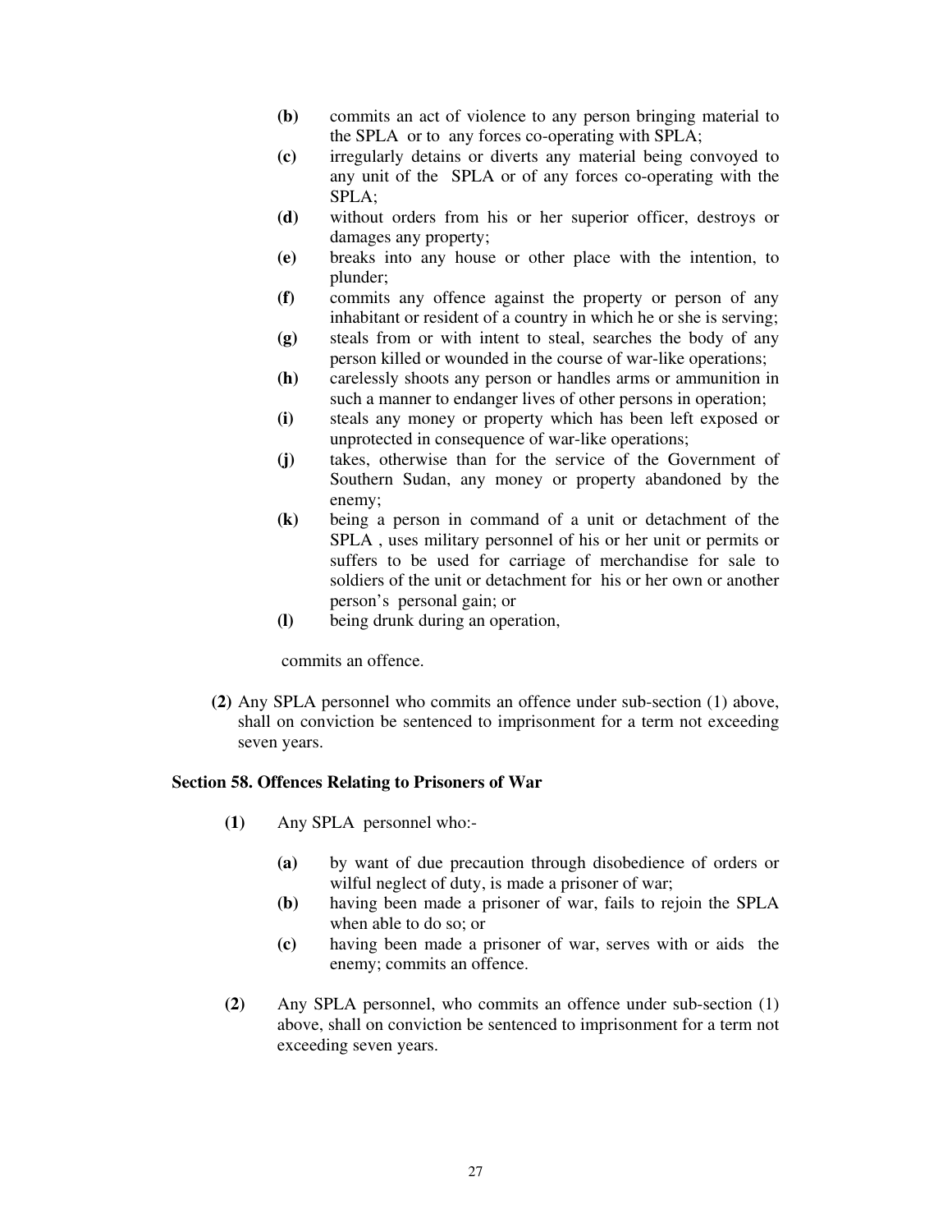- **(b)** commits an act of violence to any person bringing material to the SPLA or to any forces co-operating with SPLA;
- **(c)** irregularly detains or diverts any material being convoyed to any unit of the SPLA or of any forces co-operating with the SPLA;
- **(d)** without orders from his or her superior officer, destroys or damages any property;
- **(e)** breaks into any house or other place with the intention, to plunder;
- **(f)** commits any offence against the property or person of any inhabitant or resident of a country in which he or she is serving;
- **(g)** steals from or with intent to steal, searches the body of any person killed or wounded in the course of war-like operations;
- **(h)** carelessly shoots any person or handles arms or ammunition in such a manner to endanger lives of other persons in operation;
- **(i)** steals any money or property which has been left exposed or unprotected in consequence of war-like operations;
- **(j)** takes, otherwise than for the service of the Government of Southern Sudan, any money or property abandoned by the enemy;
- **(k)** being a person in command of a unit or detachment of the SPLA , uses military personnel of his or her unit or permits or suffers to be used for carriage of merchandise for sale to soldiers of the unit or detachment for his or her own or another person's personal gain; or
- **(l)** being drunk during an operation,

commits an offence.

**(2)** Any SPLA personnel who commits an offence under sub-section (1) above, shall on conviction be sentenced to imprisonment for a term not exceeding seven years.

### Section 58. Offences Relating to Prisoners of War

**(1)** Any SPLA personnel who:-

- **(a)** by want of due precaution through disobedience of orders or wilful neglect of duty, is made a prisoner of war;
- **(b)** having been made a prisoner of war, fails to rejoin the SPLA when able to do so; or
- **(c)** having been made a prisoner of war, serves with or aids the enemy; commits an offence.

**(2)** Any SPLA personnel, who commits an offence under sub-section (1) above, shall on conviction be sentenced to imprisonment for a term not exceeding seven years.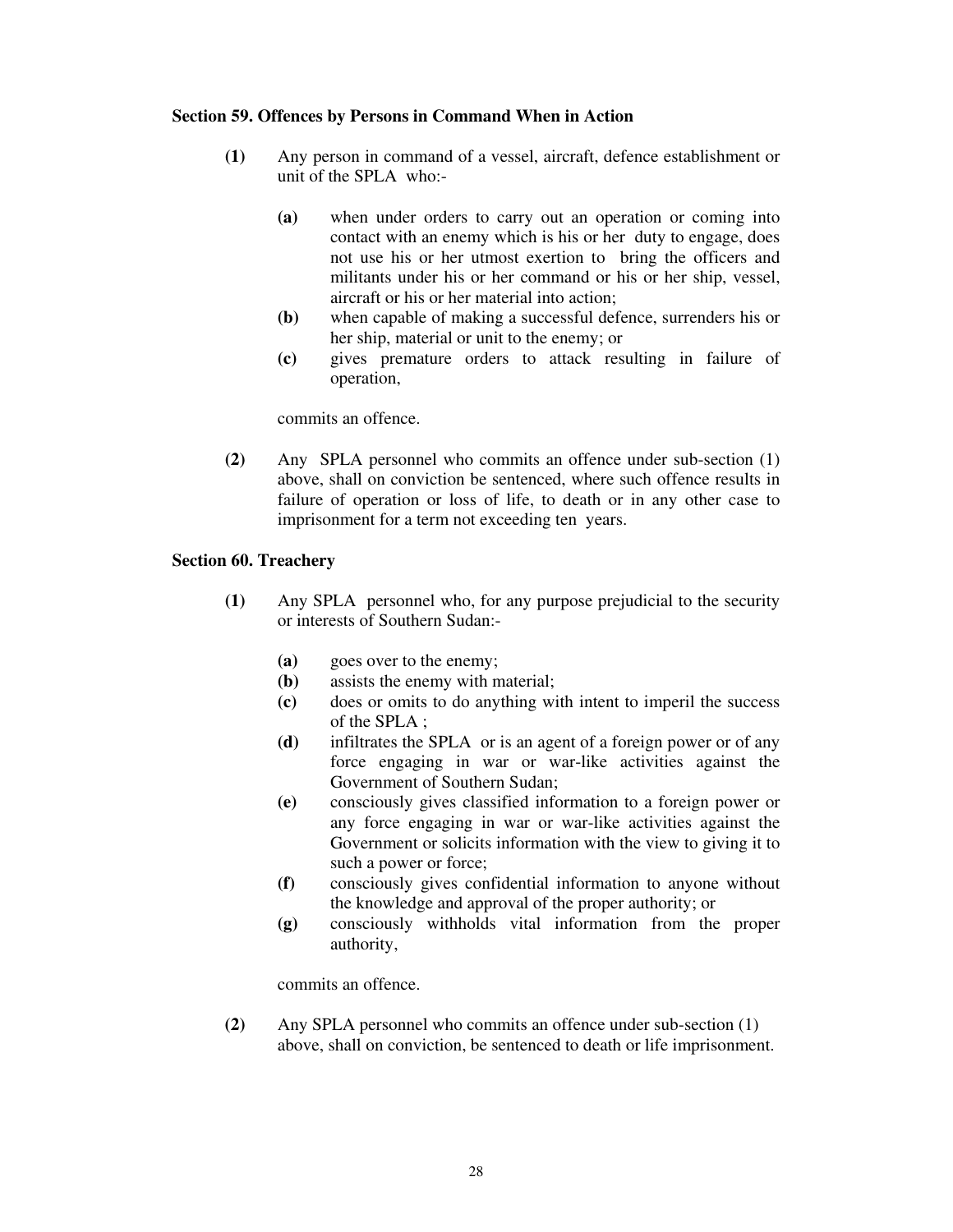**Section 59. Offences by Persons in Command When in Action**

**(1)** Any person in command of a vessel, aircraft, defence establishment or unit of the SPLA who:-

- **(a)** when under orders to carry out an operation or coming into contact with an enemy which is his or her duty to engage, does not use his or her utmost exertion to bring the officers and militants under his or her command or his or her ship, vessel, aircraft or his or her material into action;
- **(b)** when capable of making a successful defence, surrenders his or her ship, material or unit to the enemy; or
- **(c)** gives premature orders to attack resulting in failure of operation,

commits an offence.

**(2)** Any SPLA personnel who commits an offence under sub-section (1) above, shall on conviction be sentenced, where such offence results in failure of operation or loss of life, to death or in any other case to imprisonment for a term not exceeding ten years.

**Section 60. Treachery**

**(1)** Any SPLA personnel who, for any purpose prejudicial to the security or interests of Southern Sudan:-

- **(a)** goes over to the enemy;
- **(b)** assists the enemy with material;
- **(c)** does or omits to do anything with intent to imperil the success of the SPLA ;
- **(d)** infiltrates the SPLA or is an agent of a foreign power or of any force engaging in war or war-like activities against the Government of Southern Sudan;
- **(e)** consciously gives classified information to a foreign power or any force engaging in war or war-like activities against the Government or solicits information with the view to giving it to such a power or force;
- **(f)** consciously gives confidential information to anyone without the knowledge and approval of the proper authority; or
- **(g)** consciously withholds vital information from the proper authority,

commits an offence.

**(2)** Any SPLA personnel who commits an offence under sub-section (1) above, shall on conviction, be sentenced to death or life imprisonment.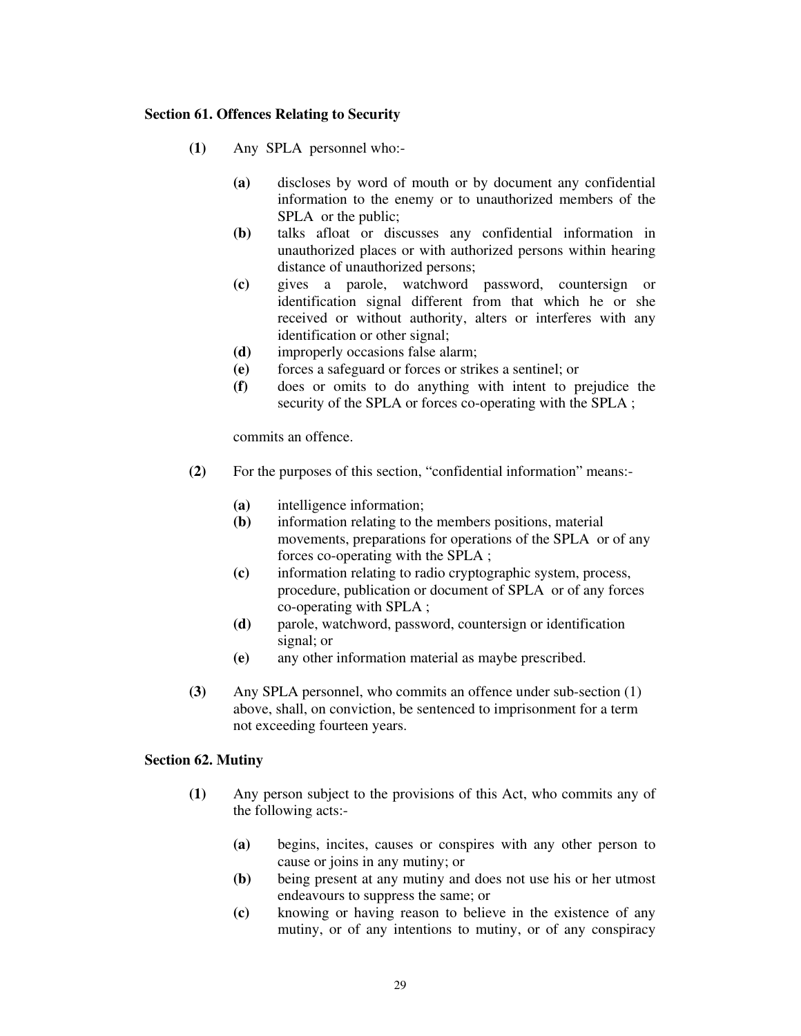### Section 61. Offences Relating to Security

**(1)** Any SPLA personnel who:-

- **(a)** discloses by word of mouth or by document any confidential information to the enemy or to unauthorized members of the SPLA or the public;
- **(b)** talks afloat or discusses any confidential information in unauthorized places or with authorized persons within hearing distance of unauthorized persons;
- **(c)** gives a parole, watchword password, countersign or identification signal different from that which he or she received or without authority, alters or interferes with any identification or other signal;
- **(d)** improperly occasions false alarm;
- **(e)** forces a safeguard or forces or strikes a sentinel; or
- **(f)** does or omits to do anything with intent to prejudice the security of the SPLA or forces co-operating with the SPLA ;

commits an offence.

**(2)** For the purposes of this section, "confidential information" means:-

- **(a)** intelligence information;
- **(b)** information relating to the members positions, material movements, preparations for operations of the SPLA or of any forces co-operating with the SPLA ;
- **(c)** information relating to radio cryptographic system, process, procedure, publication or document of SPLA or of any forces co-operating with SPLA ;
- **(d)** parole, watchword, password, countersign or identification signal; or
- **(e)** any other information material as maybe prescribed.

**(3)** Any SPLA personnel, who commits an offence under sub-section (1) above, shall, on conviction, be sentenced to imprisonment for a term not exceeding fourteen years.

### Section 62. Mutiny

**(1)** Any person subject to the provisions of this Act, who commits any of the following acts:-

- **(a)** begins, incites, causes or conspires with any other person to cause or joins in any mutiny; or
- **(b)** being present at any mutiny and does not use his or her utmost endeavours to suppress the same; or
- **(c)** knowing or having reason to believe in the existence of any mutiny, or of any intentions to mutiny, or of any conspiracy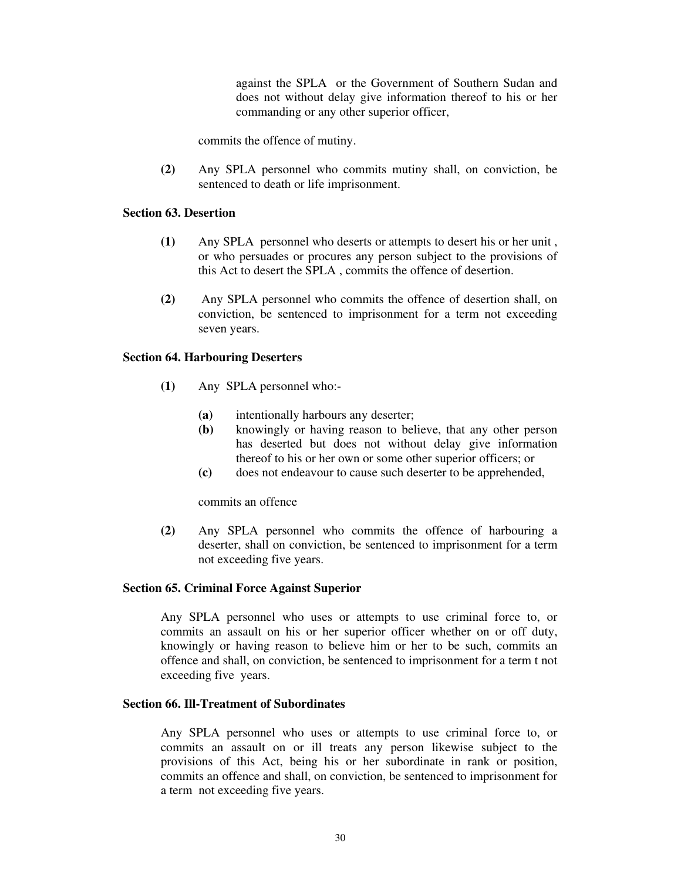against the SPLA or the Government of Southern Sudan and does not without delay give information thereof to his or her commanding or any other superior officer,

commits the offence of mutiny.

**(2)** Any SPLA personnel who commits mutiny shall, on conviction, be sentenced to death or life imprisonment.

**Section 63. Desertion**

**(1)** Any SPLA personnel who deserts or attempts to desert his or her unit , or who persuades or procures any person subject to the provisions of this Act to desert the SPLA , commits the offence of desertion.

**(2)** Any SPLA personnel who commits the offence of desertion shall, on conviction, be sentenced to imprisonment for a term not exceeding seven years.

**Section 64. Harbouring Deserters**

**(1)** Any SPLA personnel who:-

- **(a)** intentionally harbours any deserter;
- **(b)** knowingly or having reason to believe, that any other person has deserted but does not without delay give information thereof to his or her own or some other superior officers; or
- **(c)** does not endeavour to cause such deserter to be apprehended,

commits an offence

**(2)** Any SPLA personnel who commits the offence of harbouring a deserter, shall on conviction, be sentenced to imprisonment for a term not exceeding five years.

**Section 65. Criminal Force Against Superior**

Any SPLA personnel who uses or attempts to use criminal force to, or commits an assault on his or her superior officer whether on or off duty, knowingly or having reason to believe him or her to be such, commits an offence and shall, on conviction, be sentenced to imprisonment for a term t not exceeding five years.

**Section 66. Ill-Treatment of Subordinates**

Any SPLA personnel who uses or attempts to use criminal force to, or commits an assault on or ill treats any person likewise subject to the provisions of this Act, being his or her subordinate in rank or position, commits an offence and shall, on conviction, be sentenced to imprisonment for a term not exceeding five years.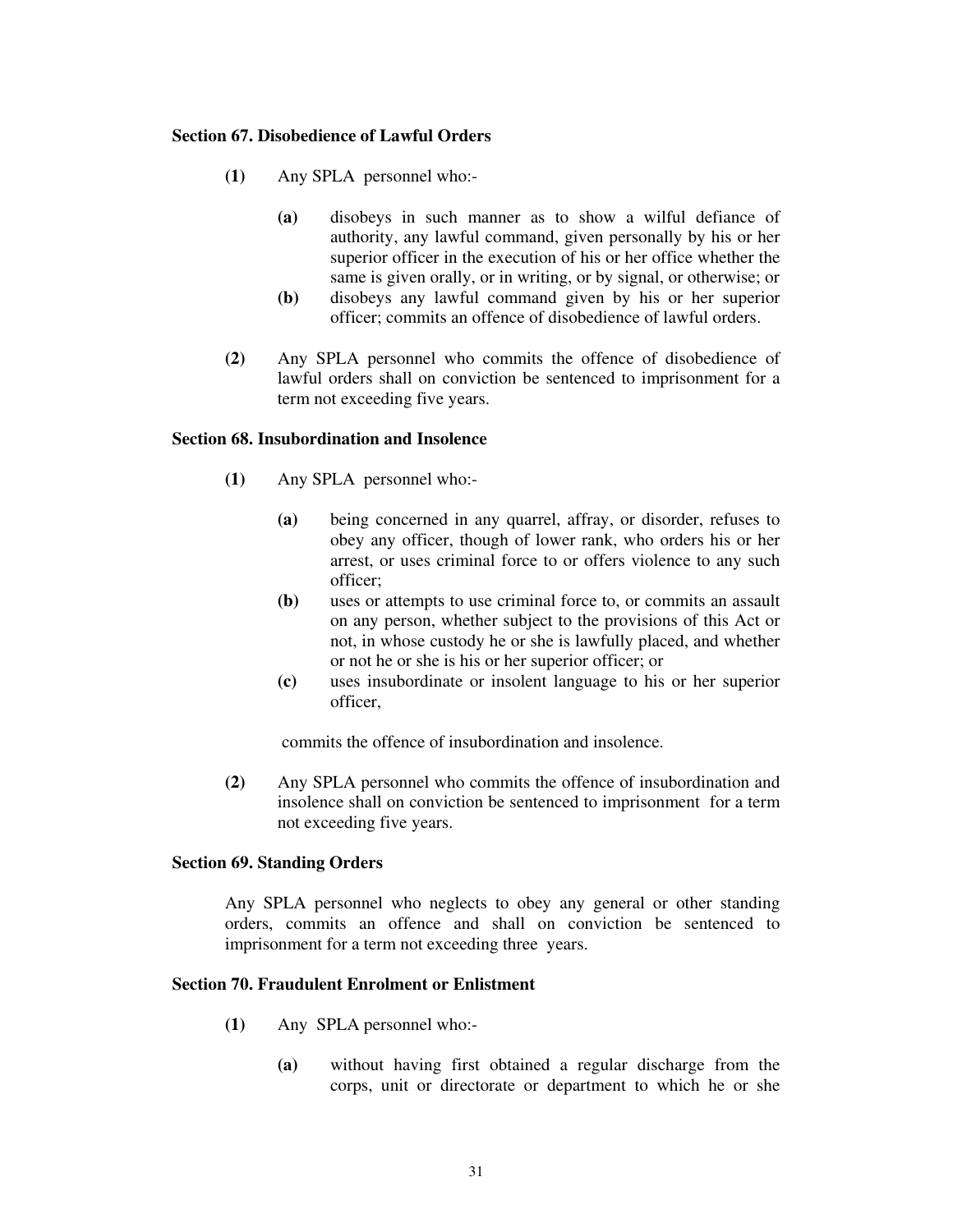**Section 67. Disobedience of Lawful Orders**

**(1)** Any SPLA personnel who:-

**(a)** disobeys in such manner as to show a wilful defiance of authority, any lawful command, given personally by his or her superior officer in the execution of his or her office whether the same is given orally, or in writing, or by signal, or otherwise; or

**(b)** disobeys any lawful command given by his or her superior officer; commits an offence of disobedience of lawful orders.

**(2)** Any SPLA personnel who commits the offence of disobedience of lawful orders shall on conviction be sentenced to imprisonment for a term not exceeding five years.

**Section 68. Insubordination and Insolence**

**(1)** Any SPLA personnel who:-

**(a)** being concerned in any quarrel, affray, or disorder, refuses to obey any officer, though of lower rank, who orders his or her arrest, or uses criminal force to or offers violence to any such officer;

**(b)** uses or attempts to use criminal force to, or commits an assault on any person, whether subject to the provisions of this Act or not, in whose custody he or she is lawfully placed, and whether or not he or she is his or her superior officer; or

**(c)** uses insubordinate or insolent language to his or her superior officer,

commits the offence of insubordination and insolence.

**(2)** Any SPLA personnel who commits the offence of insubordination and insolence shall on conviction be sentenced to imprisonment for a term not exceeding five years.

**Section 69. Standing Orders**

Any SPLA personnel who neglects to obey any general or other standing orders, commits an offence and shall on conviction be sentenced to imprisonment for a term not exceeding three years.

**Section 70. Fraudulent Enrolment or Enlistment**

**(1)** Any SPLA personnel who:-

**(a)** without having first obtained a regular discharge from the corps, unit or directorate or department to which he or she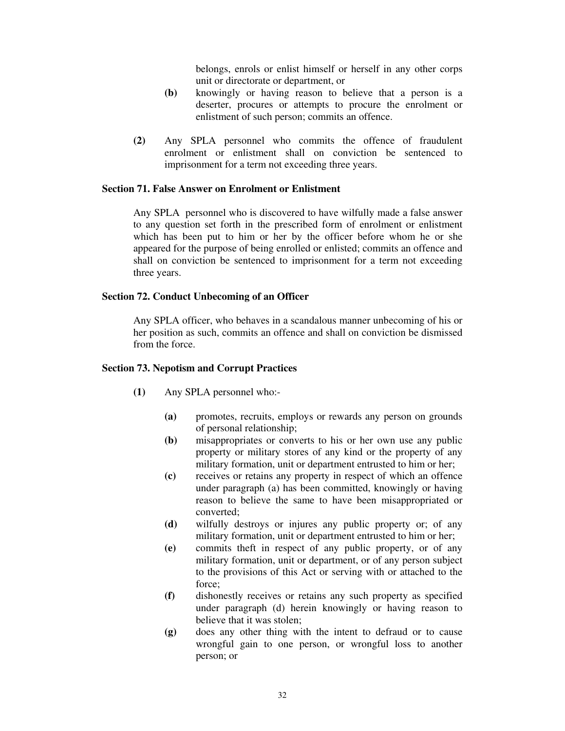belongs, enrols or enlist himself or herself in any other corps unit or directorate or department, or

**(b)** knowingly or having reason to believe that a person is a deserter, procures or attempts to procure the enrolment or enlistment of such person; commits an offence.

**(2)** Any SPLA personnel who commits the offence of fraudulent enrolment or enlistment shall on conviction be sentenced to imprisonment for a term not exceeding three years.

**Section 71. False Answer on Enrolment or Enlistment**

Any SPLA personnel who is discovered to have wilfully made a false answer to any question set forth in the prescribed form of enrolment or enlistment which has been put to him or her by the officer before whom he or she appeared for the purpose of being enrolled or enlisted; commits an offence and shall on conviction be sentenced to imprisonment for a term not exceeding three years.

**Section 72. Conduct Unbecoming of an Officer**

Any SPLA officer, who behaves in a scandalous manner unbecoming of his or her position as such, commits an offence and shall on conviction be dismissed from the force.

**Section 73. Nepotism and Corrupt Practices**

**(1)** Any SPLA personnel who:-

**(a)** promotes, recruits, employs or rewards any person on grounds of personal relationship;

**(b)** misappropriates or converts to his or her own use any public property or military stores of any kind or the property of any military formation, unit or department entrusted to him or her;

**(c)** receives or retains any property in respect of which an offence under paragraph (a) has been committed, knowingly or having reason to believe the same to have been misappropriated or converted;

**(d)** wilfully destroys or injures any public property or; of any military formation, unit or department entrusted to him or her;

**(e)** commits theft in respect of any public property, or of any military formation, unit or department, or of any person subject to the provisions of this Act or serving with or attached to the force;

**(f)** dishonestly receives or retains any such property as specified under paragraph (d) herein knowingly or having reason to believe that it was stolen;

**(g)** does any other thing with the intent to defraud or to cause wrongful gain to one person, or wrongful loss to another person; or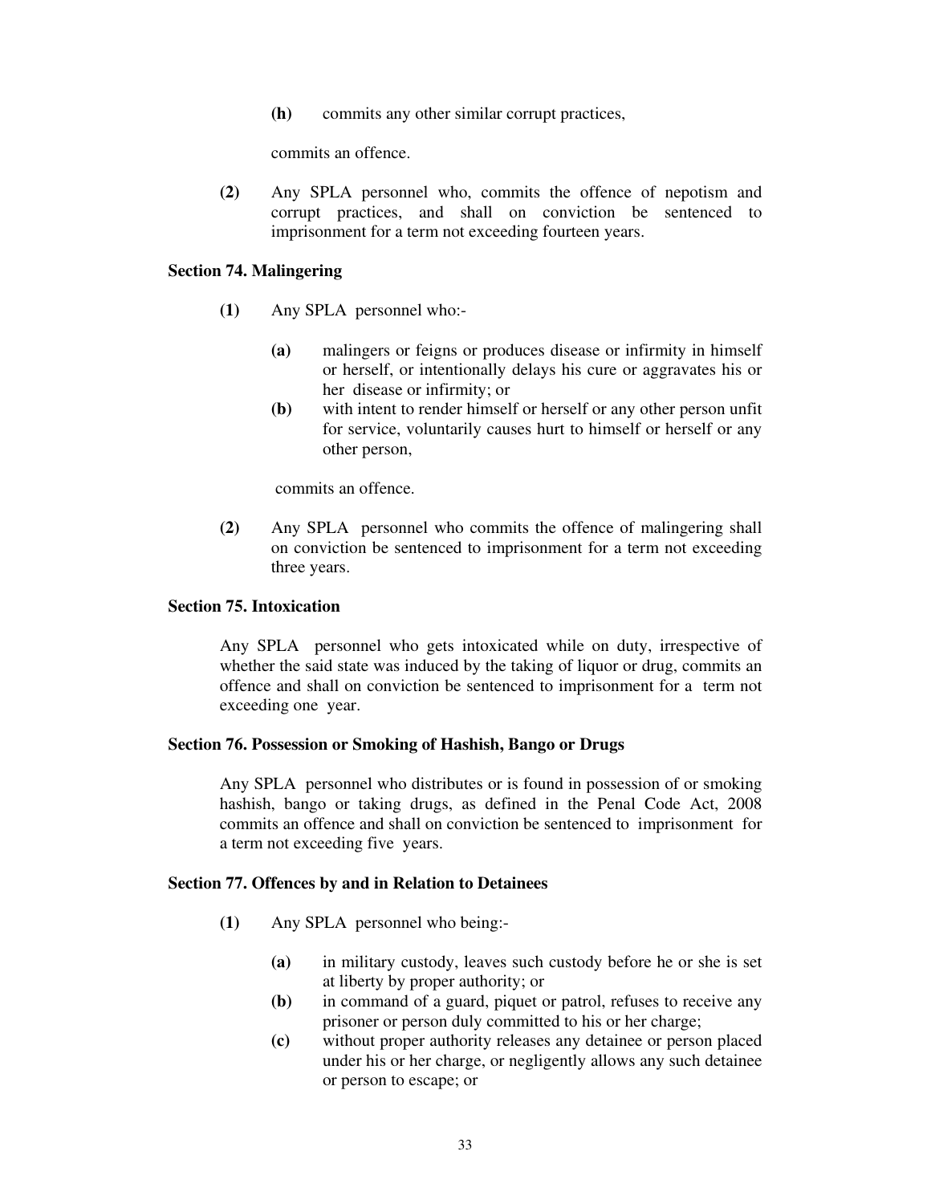**(h)** commits any other similar corrupt practices,

commits an offence.

**(2)** Any SPLA personnel who, commits the offence of nepotism and corrupt practices, and shall on conviction be sentenced to imprisonment for a term not exceeding fourteen years.

**Section 74. Malingering**

**(1)** Any SPLA personnel who:-

**(a)** malingers or feigns or produces disease or infirmity in himself or herself, or intentionally delays his cure or aggravates his or her disease or infirmity; or

**(b)** with intent to render himself or herself or any other person unfit for service, voluntarily causes hurt to himself or herself or any other person,

commits an offence.

**(2)** Any SPLA personnel who commits the offence of malingering shall on conviction be sentenced to imprisonment for a term not exceeding three years.

**Section 75. Intoxication**

Any SPLA personnel who gets intoxicated while on duty, irrespective of whether the said state was induced by the taking of liquor or drug, commits an offence and shall on conviction be sentenced to imprisonment for a term not exceeding one year.

**Section 76. Possession or Smoking of Hashish, Bango or Drugs**

Any SPLA personnel who distributes or is found in possession of or smoking hashish, bango or taking drugs, as defined in the Penal Code Act, 2008 commits an offence and shall on conviction be sentenced to imprisonment for a term not exceeding five years.

**Section 77. Offences by and in Relation to Detainees**

**(1)** Any SPLA personnel who being:-

**(a)** in military custody, leaves such custody before he or she is set at liberty by proper authority; or

**(b)** in command of a guard, piquet or patrol, refuses to receive any prisoner or person duly committed to his or her charge;

**(c)** without proper authority releases any detainee or person placed under his or her charge, or negligently allows any such detainee or person to escape; or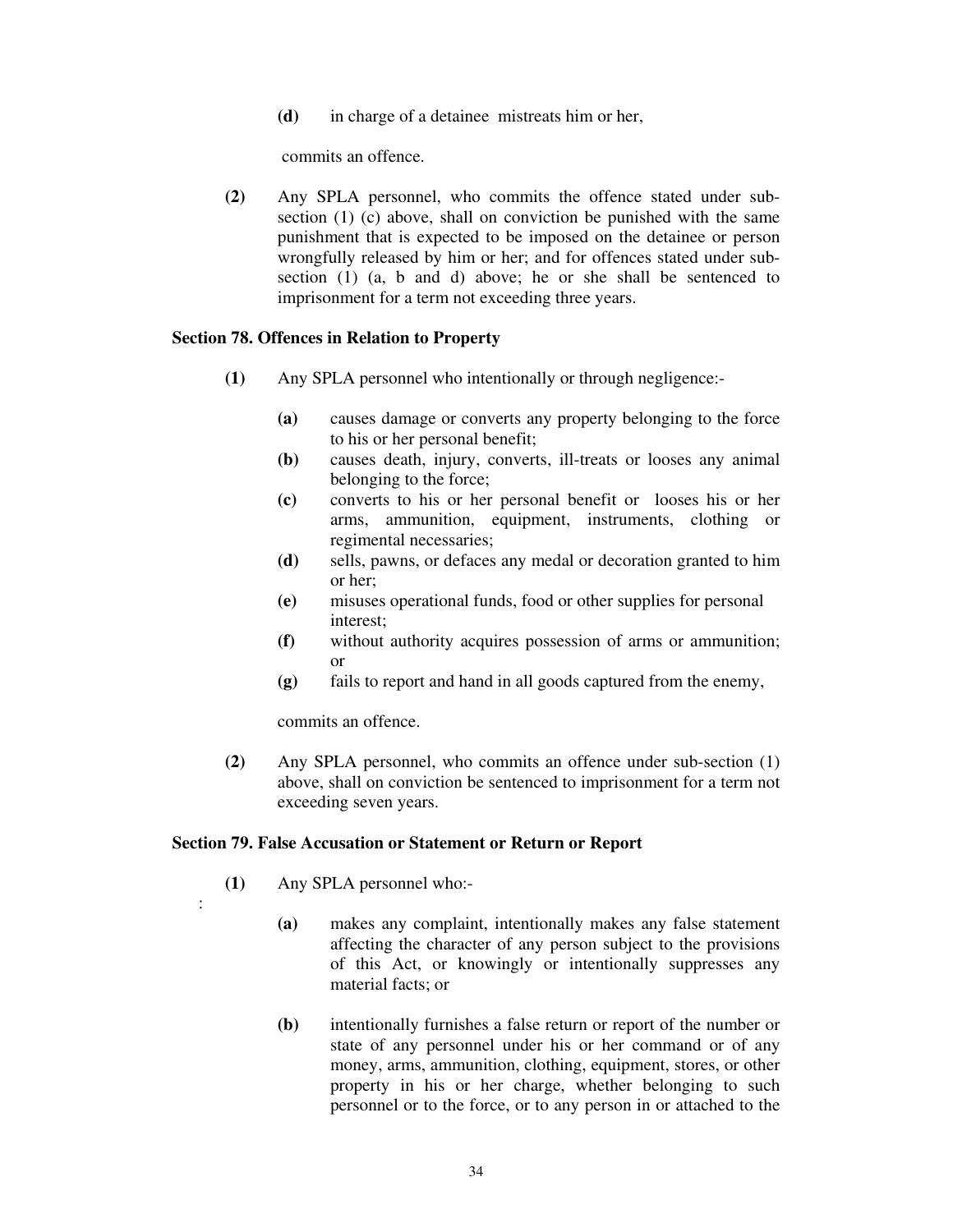(d) in charge of a detainee mistreats him or her,

commits an offence.

(2) Any SPLA personnel, who commits the offence stated under sub-section (1) (c) above, shall on conviction be punished with the same punishment that is expected to be imposed on the detainee or person wrongfully released by him or her; and for offences stated under sub-section (1) (a, b and d) above; he or she shall be sentenced to imprisonment for a term not exceeding three years.

### Section 78. Offences in Relation to Property

(1) Any SPLA personnel who intentionally or through negligence:-

(a) causes damage or converts any property belonging to the force to his or her personal benefit;

(b) causes death, injury, converts, ill-treats or looses any animal belonging to the force;

(c) converts to his or her personal benefit or looses his or her arms, ammunition, equipment, instruments, clothing or regimental necessaries;

(d) sells, pawns, or defaces any medal or decoration granted to him or her;

(e) misuses operational funds, food or other supplies for personal interest;

(f) without authority acquires possession of arms or ammunition; or

(g) fails to report and hand in all goods captured from the enemy,

commits an offence.

(2) Any SPLA personnel, who commits an offence under sub-section (1) above, shall on conviction be sentenced to imprisonment for a term not exceeding seven years.

### Section 79. False Accusation or Statement or Return or Report

(1) Any SPLA personnel who:-

(a) makes any complaint, intentionally makes any false statement affecting the character of any person subject to the provisions of this Act, or knowingly or intentionally suppresses any material facts; or

(b) intentionally furnishes a false return or report of the number or state of any personnel under his or her command or of any money, arms, ammunition, clothing, equipment, stores, or other property in his or her charge, whether belonging to such personnel or to the force, or to any person in or attached to the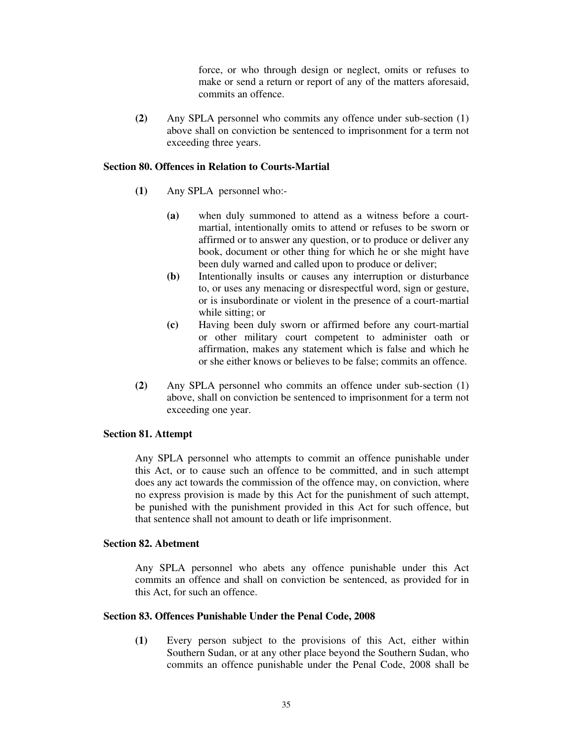force, or who through design or neglect, omits or refuses to make or send a return or report of any of the matters aforesaid, commits an offence.

**(2)** Any SPLA personnel who commits any offence under sub-section (1) above shall on conviction be sentenced to imprisonment for a term not exceeding three years.

**Section 80. Offences in Relation to Courts-Martial**

**(1)** Any SPLA personnel who:-

**(a)** when duly summoned to attend as a witness before a court-martial, intentionally omits to attend or refuses to be sworn or affirmed or to answer any question, or to produce or deliver any book, document or other thing for which he or she might have been duly warned and called upon to produce or deliver;

**(b)** Intentionally insults or causes any interruption or disturbance to, or uses any menacing or disrespectful word, sign or gesture, or is insubordinate or violent in the presence of a court-martial while sitting; or

**(c)** Having been duly sworn or affirmed before any court-martial or other military court competent to administer oath or affirmation, makes any statement which is false and which he or she either knows or believes to be false; commits an offence.

**(2)** Any SPLA personnel who commits an offence under sub-section (1) above, shall on conviction be sentenced to imprisonment for a term not exceeding one year.

**Section 81. Attempt**

Any SPLA personnel who attempts to commit an offence punishable under this Act, or to cause such an offence to be committed, and in such attempt does any act towards the commission of the offence may, on conviction, where no express provision is made by this Act for the punishment of such attempt, be punished with the punishment provided in this Act for such offence, but that sentence shall not amount to death or life imprisonment.

**Section 82. Abetment**

Any SPLA personnel who abets any offence punishable under this Act commits an offence and shall on conviction be sentenced, as provided for in this Act, for such an offence.

**Section 83. Offences Punishable Under the Penal Code, 2008**

**(1)** Every person subject to the provisions of this Act, either within Southern Sudan, or at any other place beyond the Southern Sudan, who commits an offence punishable under the Penal Code, 2008 shall be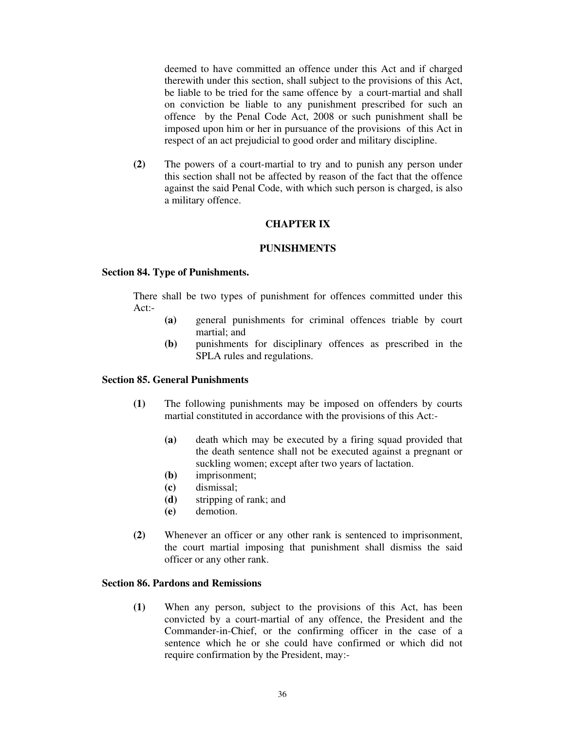deemed to have committed an offence under this Act and if charged therewith under this section, shall subject to the provisions of this Act, be liable to be tried for the same offence by a court-martial and shall on conviction be liable to any punishment prescribed for such an offence by the Penal Code Act, 2008 or such punishment shall be imposed upon him or her in pursuance of the provisions of this Act in respect of an act prejudicial to good order and military discipline.

**(2)** The powers of a court-martial to try and to punish any person under this section shall not be affected by reason of the fact that the offence against the said Penal Code, with which such person is charged, is also a military offence.

## CHAPTER IX

## PUNISHMENTS

### Section 84. Type of Punishments.

There shall be two types of punishment for offences committed under this Act:-

- **(a)** general punishments for criminal offences triable by court martial; and
- **(b)** punishments for disciplinary offences as prescribed in the SPLA rules and regulations.

### Section 85. General Punishments

**(1)** The following punishments may be imposed on offenders by courts martial constituted in accordance with the provisions of this Act:-

- **(a)** death which may be executed by a firing squad provided that the death sentence shall not be executed against a pregnant or suckling women; except after two years of lactation.
- **(b)** imprisonment;
- **(c)** dismissal;
- **(d)** stripping of rank; and
- **(e)** demotion.

**(2)** Whenever an officer or any other rank is sentenced to imprisonment, the court martial imposing that punishment shall dismiss the said officer or any other rank.

### Section 86. Pardons and Remissions

**(1)** When any person, subject to the provisions of this Act, has been convicted by a court-martial of any offence, the President and the Commander-in-Chief, or the confirming officer in the case of a sentence which he or she could have confirmed or which did not require confirmation by the President, may:-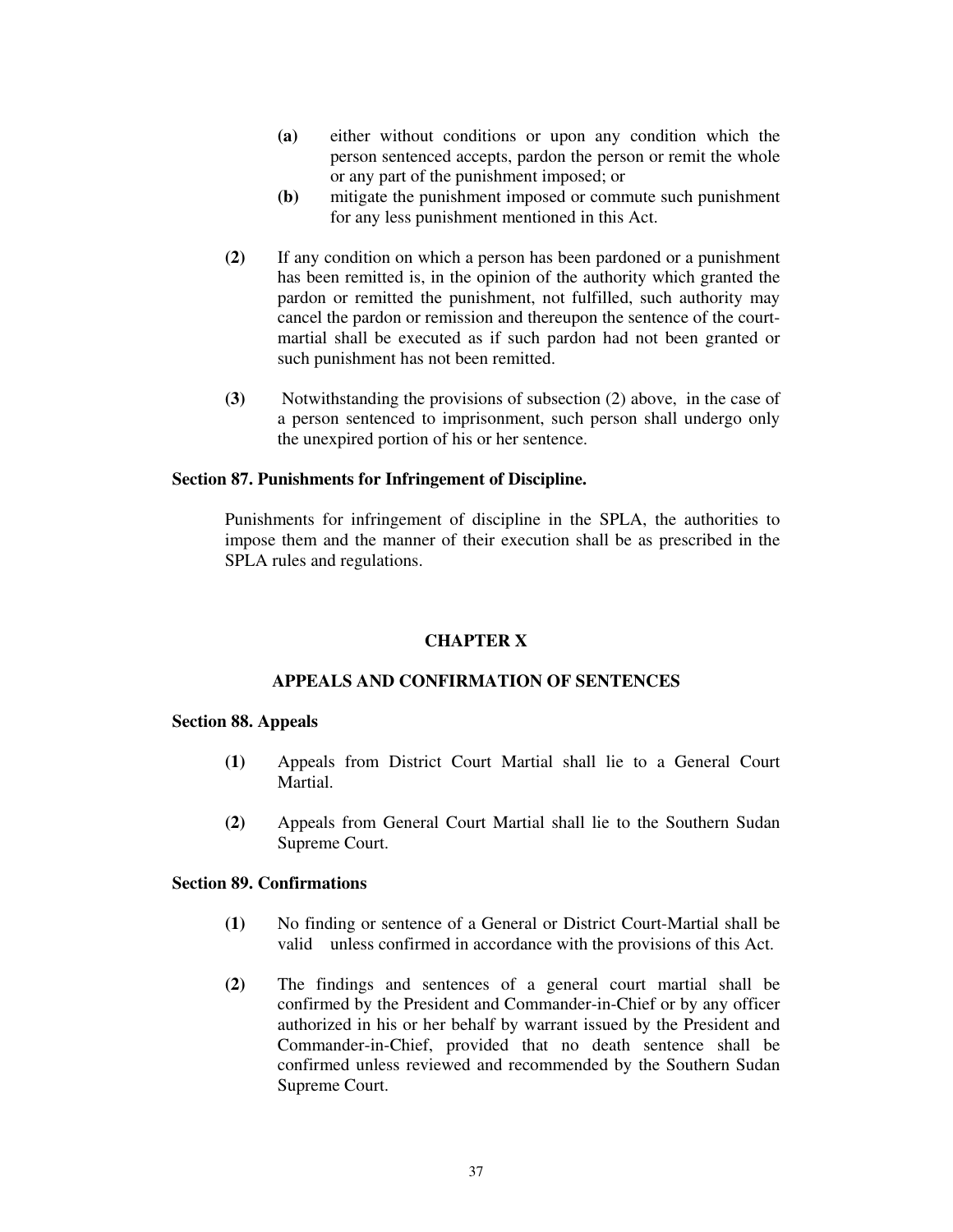(a) either without conditions or upon any condition which the person sentenced accepts, pardon the person or remit the whole or any part of the punishment imposed; or

(b) mitigate the punishment imposed or commute such punishment for any less punishment mentioned in this Act.

(2) If any condition on which a person has been pardoned or a punishment has been remitted is, in the opinion of the authority which granted the pardon or remitted the punishment, not fulfilled, such authority may cancel the pardon or remission and thereupon the sentence of the court-martial shall be executed as if such pardon had not been granted or such punishment has not been remitted.

(3) Notwithstanding the provisions of subsection (2) above, in the case of a person sentenced to imprisonment, such person shall undergo only the unexpired portion of his or her sentence.

**Section 87. Punishments for Infringement of Discipline.**

Punishments for infringement of discipline in the SPLA, the authorities to impose them and the manner of their execution shall be as prescribed in the SPLA rules and regulations.

## CHAPTER X

## APPEALS AND CONFIRMATION OF SENTENCES

**Section 88. Appeals**

(1) Appeals from District Court Martial shall lie to a General Court Martial.

(2) Appeals from General Court Martial shall lie to the Southern Sudan Supreme Court.

**Section 89. Confirmations**

(1) No finding or sentence of a General or District Court-Martial shall be valid unless confirmed in accordance with the provisions of this Act.

(2) The findings and sentences of a general court martial shall be confirmed by the President and Commander-in-Chief or by any officer authorized in his or her behalf by warrant issued by the President and Commander-in-Chief, provided that no death sentence shall be confirmed unless reviewed and recommended by the Southern Sudan Supreme Court.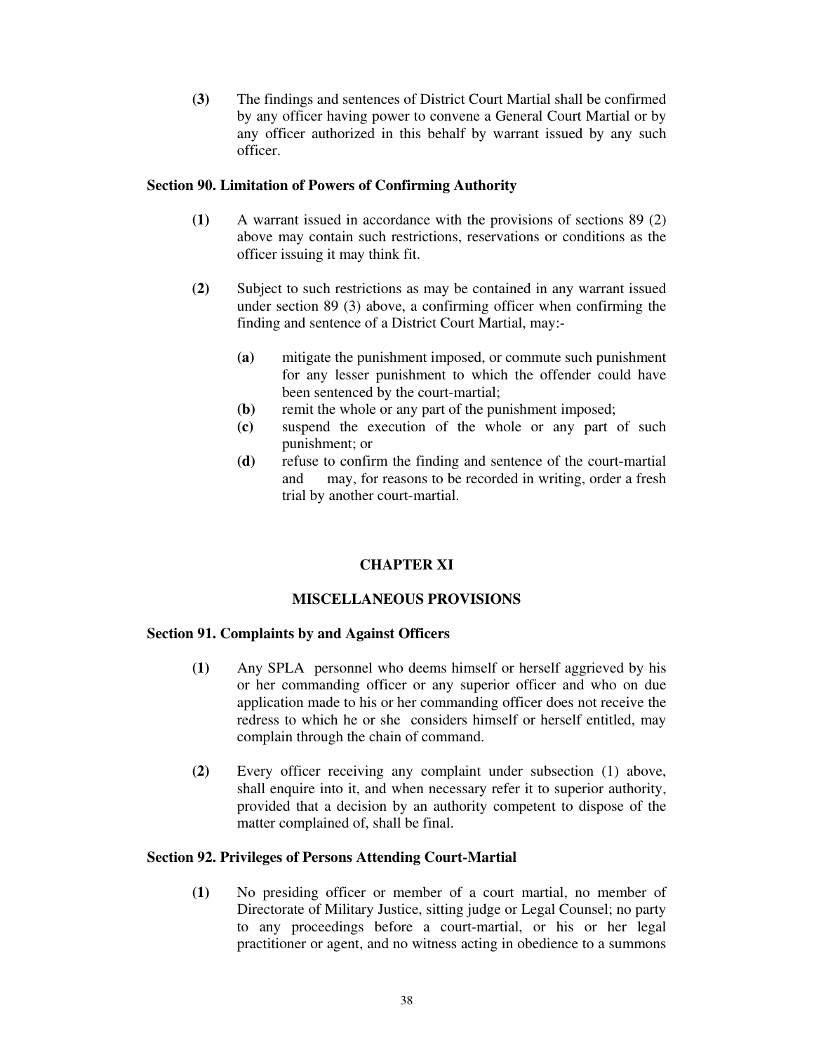**(3)** The findings and sentences of District Court Martial shall be confirmed by any officer having power to convene a General Court Martial or by any officer authorized in this behalf by warrant issued by any such officer.

### Section 90. Limitation of Powers of Confirming Authority

**(1)** A warrant issued in accordance with the provisions of sections 89 (2) above may contain such restrictions, reservations or conditions as the officer issuing it may think fit.

**(2)** Subject to such restrictions as may be contained in any warrant issued under section 89 (3) above, a confirming officer when confirming the finding and sentence of a District Court Martial, may:-

- **(a)** mitigate the punishment imposed, or commute such punishment for any lesser punishment to which the offender could have been sentenced by the court-martial;
- **(b)** remit the whole or any part of the punishment imposed;
- **(c)** suspend the execution of the whole or any part of such punishment; or
- **(d)** refuse to confirm the finding and sentence of the court-martial and may, for reasons to be recorded in writing, order a fresh trial by another court-martial.

## CHAPTER XI

## MISCELLANEOUS PROVISIONS

### Section 91. Complaints by and Against Officers

**(1)** Any SPLA personnel who deems himself or herself aggrieved by his or her commanding officer or any superior officer and who on due application made to his or her commanding officer does not receive the redress to which he or she considers himself or herself entitled, may complain through the chain of command.

**(2)** Every officer receiving any complaint under subsection (1) above, shall enquire into it, and when necessary refer it to superior authority, provided that a decision by an authority competent to dispose of the matter complained of, shall be final.

### Section 92. Privileges of Persons Attending Court-Martial

**(1)** No presiding officer or member of a court martial, no member of Directorate of Military Justice, sitting judge or Legal Counsel; no party to any proceedings before a court-martial, or his or her legal practitioner or agent, and no witness acting in obedience to a summons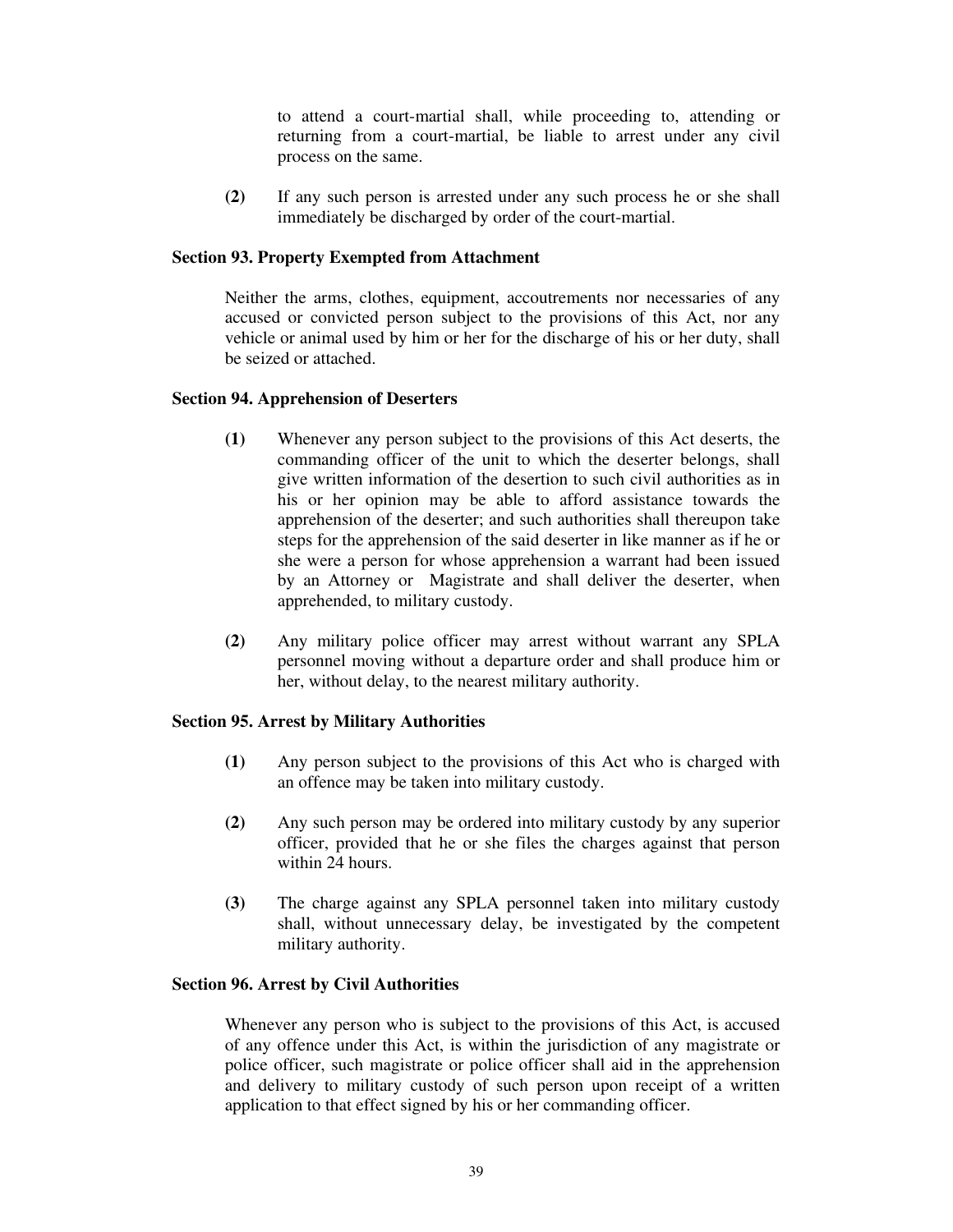to attend a court-martial shall, while proceeding to, attending or returning from a court-martial, be liable to arrest under any civil process on the same.

**(2)** If any such person is arrested under any such process he or she shall immediately be discharged by order of the court-martial.

**Section 93. Property Exempted from Attachment**

Neither the arms, clothes, equipment, accoutrements nor necessaries of any accused or convicted person subject to the provisions of this Act, nor any vehicle or animal used by him or her for the discharge of his or her duty, shall be seized or attached.

**Section 94. Apprehension of Deserters**

**(1)** Whenever any person subject to the provisions of this Act deserts, the commanding officer of the unit to which the deserter belongs, shall give written information of the desertion to such civil authorities as in his or her opinion may be able to afford assistance towards the apprehension of the deserter; and such authorities shall thereupon take steps for the apprehension of the said deserter in like manner as if he or she were a person for whose apprehension a warrant had been issued by an Attorney or Magistrate and shall deliver the deserter, when apprehended, to military custody.

**(2)** Any military police officer may arrest without warrant any SPLA personnel moving without a departure order and shall produce him or her, without delay, to the nearest military authority.

**Section 95. Arrest by Military Authorities**

**(1)** Any person subject to the provisions of this Act who is charged with an offence may be taken into military custody.

**(2)** Any such person may be ordered into military custody by any superior officer, provided that he or she files the charges against that person within 24 hours.

**(3)** The charge against any SPLA personnel taken into military custody shall, without unnecessary delay, be investigated by the competent military authority.

**Section 96. Arrest by Civil Authorities**

Whenever any person who is subject to the provisions of this Act, is accused of any offence under this Act, is within the jurisdiction of any magistrate or police officer, such magistrate or police officer shall aid in the apprehension and delivery to military custody of such person upon receipt of a written application to that effect signed by his or her commanding officer.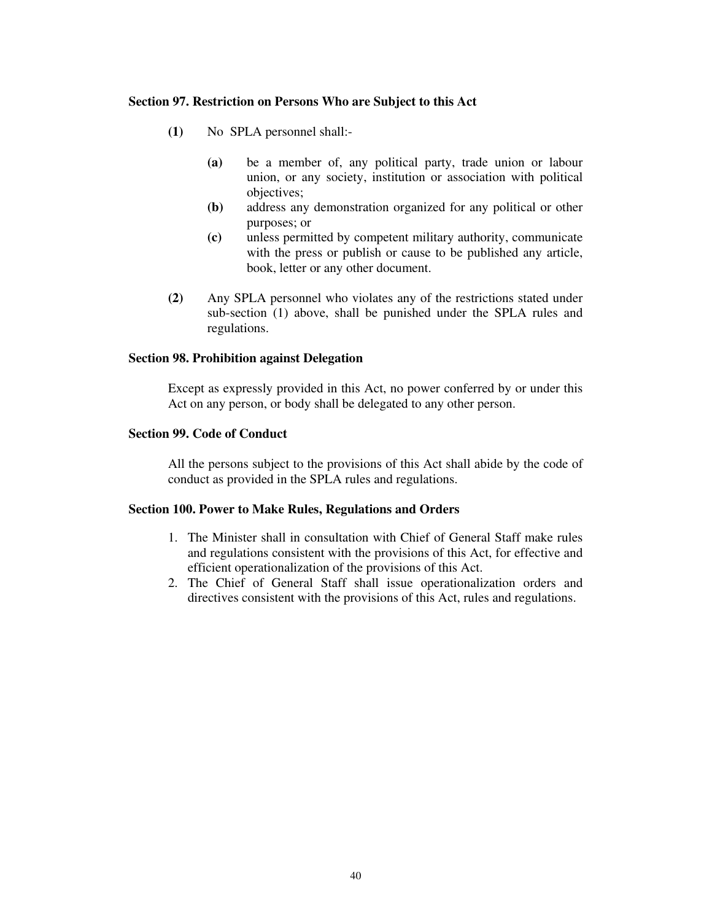**Section 97. Restriction on Persons Who are Subject to this Act**

**(1)** No SPLA personnel shall:-

- **(a)** be a member of, any political party, trade union or labour union, or any society, institution or association with political objectives;
- **(b)** address any demonstration organized for any political or other purposes; or
- **(c)** unless permitted by competent military authority, communicate with the press or publish or cause to be published any article, book, letter or any other document.

**(2)** Any SPLA personnel who violates any of the restrictions stated under sub-section (1) above, shall be punished under the SPLA rules and regulations.

**Section 98. Prohibition against Delegation**

Except as expressly provided in this Act, no power conferred by or under this Act on any person, or body shall be delegated to any other person.

**Section 99. Code of Conduct**

All the persons subject to the provisions of this Act shall abide by the code of conduct as provided in the SPLA rules and regulations.

**Section 100. Power to Make Rules, Regulations and Orders**

1. The Minister shall in consultation with Chief of General Staff make rules and regulations consistent with the provisions of this Act, for effective and efficient operationalization of the provisions of this Act.
2. The Chief of General Staff shall issue operationalization orders and directives consistent with the provisions of this Act, rules and regulations.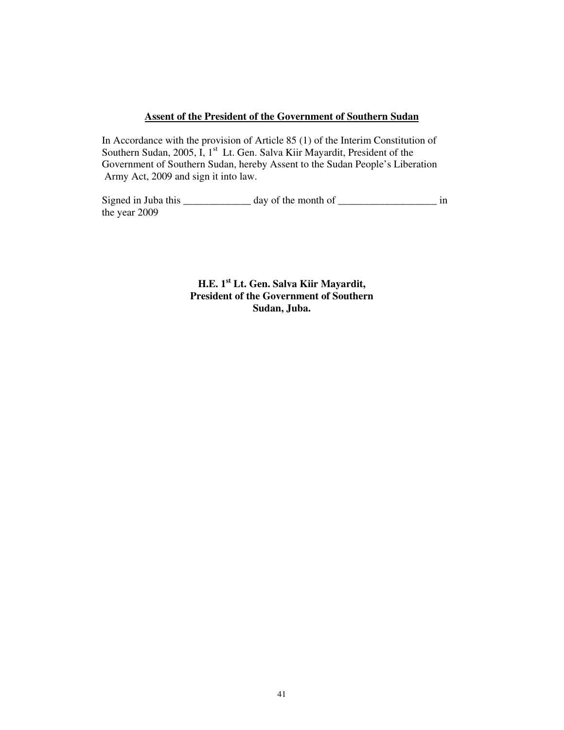**Assent of the President of the Government of Southern Sudan**

In Accordance with the provision of Article 85 (1) of the Interim Constitution of Southern Sudan, 2005, I, 1st Lt. Gen. Salva Kiir Mayardit, President of the Government of Southern Sudan, hereby Assent to the Sudan People's Liberation Army Act, 2009 and sign it into law.

Signed in Juba this _____________ day of the month of ___________________ in the year 2009

**H.E. 1st Lt. Gen. Salva Kiir Mayardit,**
**President of the Government of Southern Sudan, Juba.**